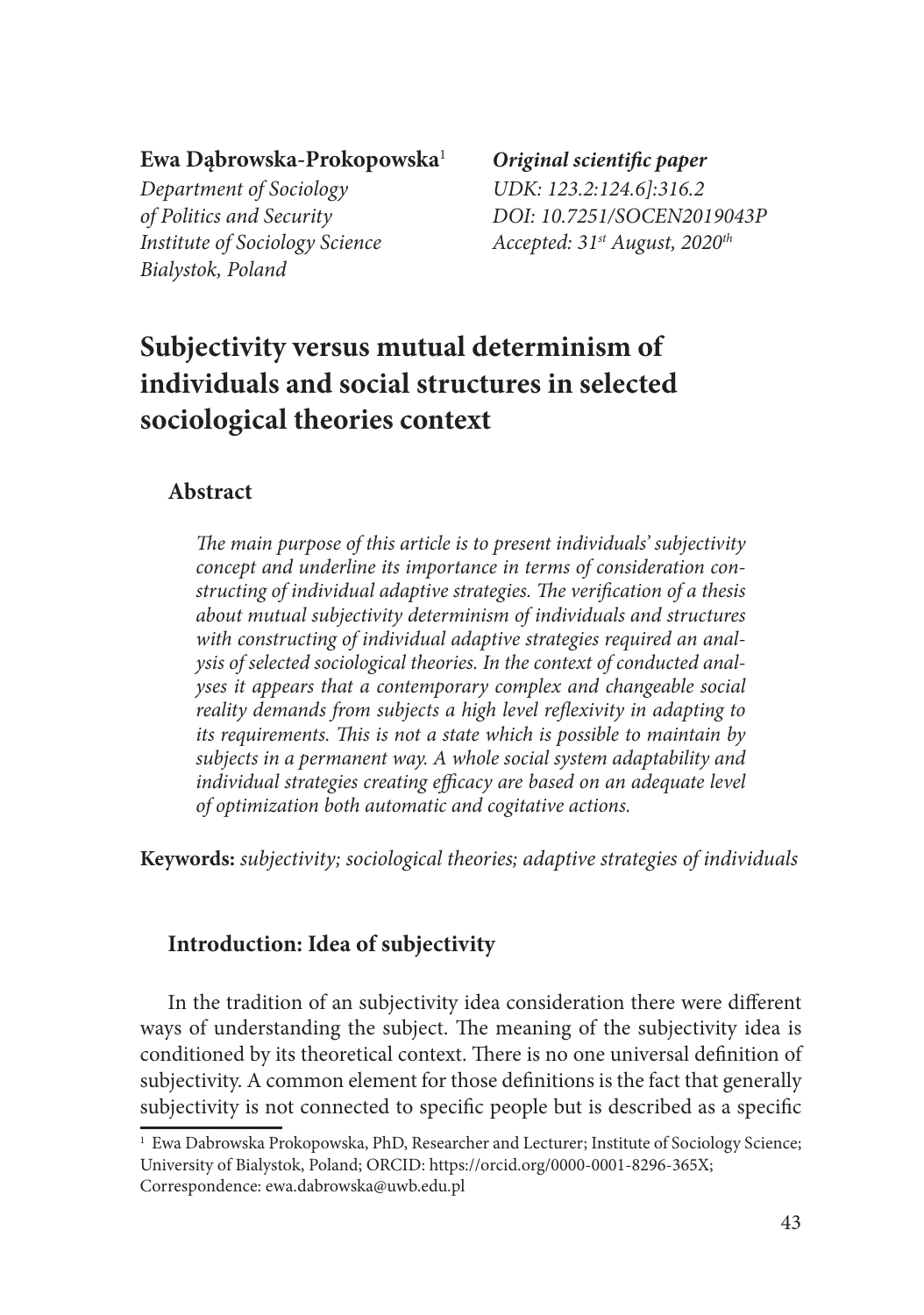**Ewa Dąbrowska-Prokopowska**[1]
*Department of Sociology*
*of Politics and Security*
*Institute of Sociology Science*
*Bialystok, Poland*

***Original scientific paper***
*UDK: 123.2:124.6]:316.2*
*DOI: 10.7251/SOCEN2019043P*
*Accepted: 31st August, 2020th*

# Subjectivity versus mutual determinism of individuals and social structures in selected sociological theories context

## Abstract

*The main purpose of this article is to present individuals' subjectivity concept and underline its importance in terms of consideration constructing of individual adaptive strategies. The verification of a thesis about mutual subjectivity determinism of individuals and structures with constructing of individual adaptive strategies required an analysis of selected sociological theories. In the context of conducted analyses it appears that a contemporary complex and changeable social reality demands from subjects a high level reflexivity in adapting to its requirements. This is not a state which is possible to maintain by subjects in a permanent way. A whole social system adaptability and individual strategies creating efficacy are based on an adequate level of optimization both automatic and cogitative actions.*

**Keywords:** *subjectivity; sociological theories; adaptive strategies of individuals*

## Introduction: Idea of subjectivity

In the tradition of an subjectivity idea consideration there were different ways of understanding the subject. The meaning of the subjectivity idea is conditioned by its theoretical context. There is no one universal definition of subjectivity. A common element for those definitions is the fact that generally subjectivity is not connected to specific people but is described as a specific

[1] Ewa Dabrowska Prokopowska, PhD, Researcher and Lecturer; Institute of Sociology Science; University of Bialystok, Poland; ORCID: https://orcid.org/0000-0001-8296-365X; Correspondence: ewa.dabrowska@uwb.edu.pl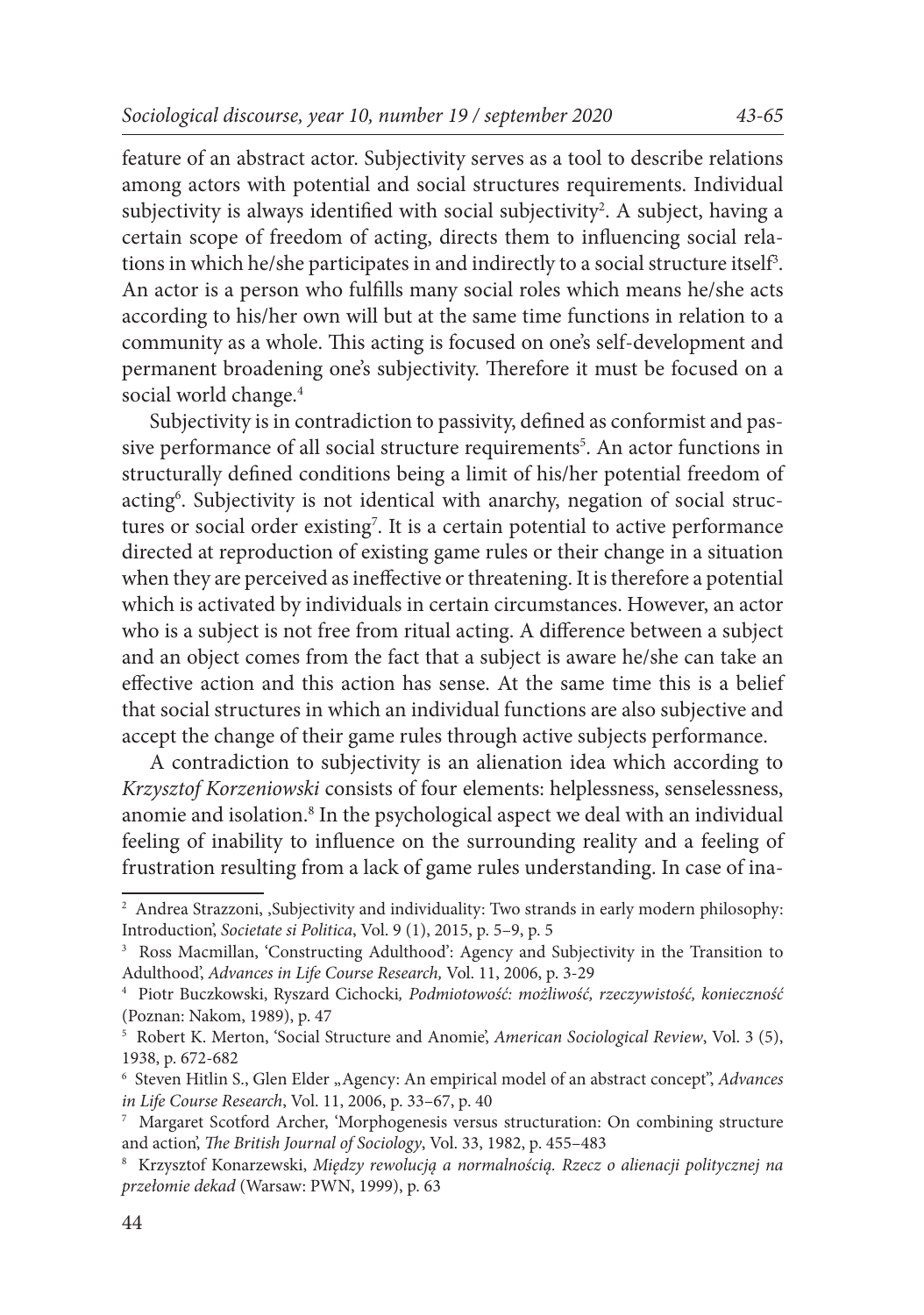feature of an abstract actor. Subjectivity serves as a tool to describe relations among actors with potential and social structures requirements. Individual subjectivity is always identified with social subjectivity[2]. A subject, having a certain scope of freedom of acting, directs them to influencing social relations in which he/she participates in and indirectly to a social structure itself[3]. An actor is a person who fulfills many social roles which means he/she acts according to his/her own will but at the same time functions in relation to a community as a whole. This acting is focused on one's self-development and permanent broadening one's subjectivity. Therefore it must be focused on a social world change.[4]

Subjectivity is in contradiction to passivity, defined as conformist and passive performance of all social structure requirements[5]. An actor functions in structurally defined conditions being a limit of his/her potential freedom of acting[6]. Subjectivity is not identical with anarchy, negation of social structures or social order existing[7]. It is a certain potential to active performance directed at reproduction of existing game rules or their change in a situation when they are perceived as ineffective or threatening. It is therefore a potential which is activated by individuals in certain circumstances. However, an actor who is a subject is not free from ritual acting. A difference between a subject and an object comes from the fact that a subject is aware he/she can take an effective action and this action has sense. At the same time this is a belief that social structures in which an individual functions are also subjective and accept the change of their game rules through active subjects performance.

A contradiction to subjectivity is an alienation idea which according to *Krzysztof Korzeniowski* consists of four elements: helplessness, senselessness, anomie and isolation.[8] In the psychological aspect we deal with an individual feeling of inability to influence on the surrounding reality and a feeling of frustration resulting from a lack of game rules understanding. In case of ina-

---

[2] Andrea Strazzoni, ‚Subjectivity and individuality: Two strands in early modern philosophy: Introduction', *Societate si Politica*, Vol. 9 (1), 2015, p. 5–9, p. 5

[3] Ross Macmillan, 'Constructing Adulthood': Agency and Subjectivity in the Transition to Adulthood', *Advances in Life Course Research,* Vol. 11, 2006, p. 3-29

[4] Piotr Buczkowski, Ryszard Cichocki*, Podmiotowość: możliwość, rzeczywistość, konieczność* (Poznan: Nakom, 1989), p. 47

[5] Robert K. Merton, 'Social Structure and Anomie', *American Sociological Review*, Vol. 3 (5), 1938, p. 672-682

[6] Steven Hitlin S., Glen Elder „Agency: An empirical model of an abstract concept", *Advances in Life Course Research*, Vol. 11, 2006, p. 33–67, p. 40

[7] Margaret Scotford Archer, 'Morphogenesis versus structuration: On combining structure and action', *The British Journal of Sociology*, Vol. 33, 1982, p. 455–483

[8] Krzysztof Konarzewski, *Między rewolucją a normalnością. Rzecz o alienacji politycznej na przełomie dekad* (Warsaw: PWN, 1999), p. 63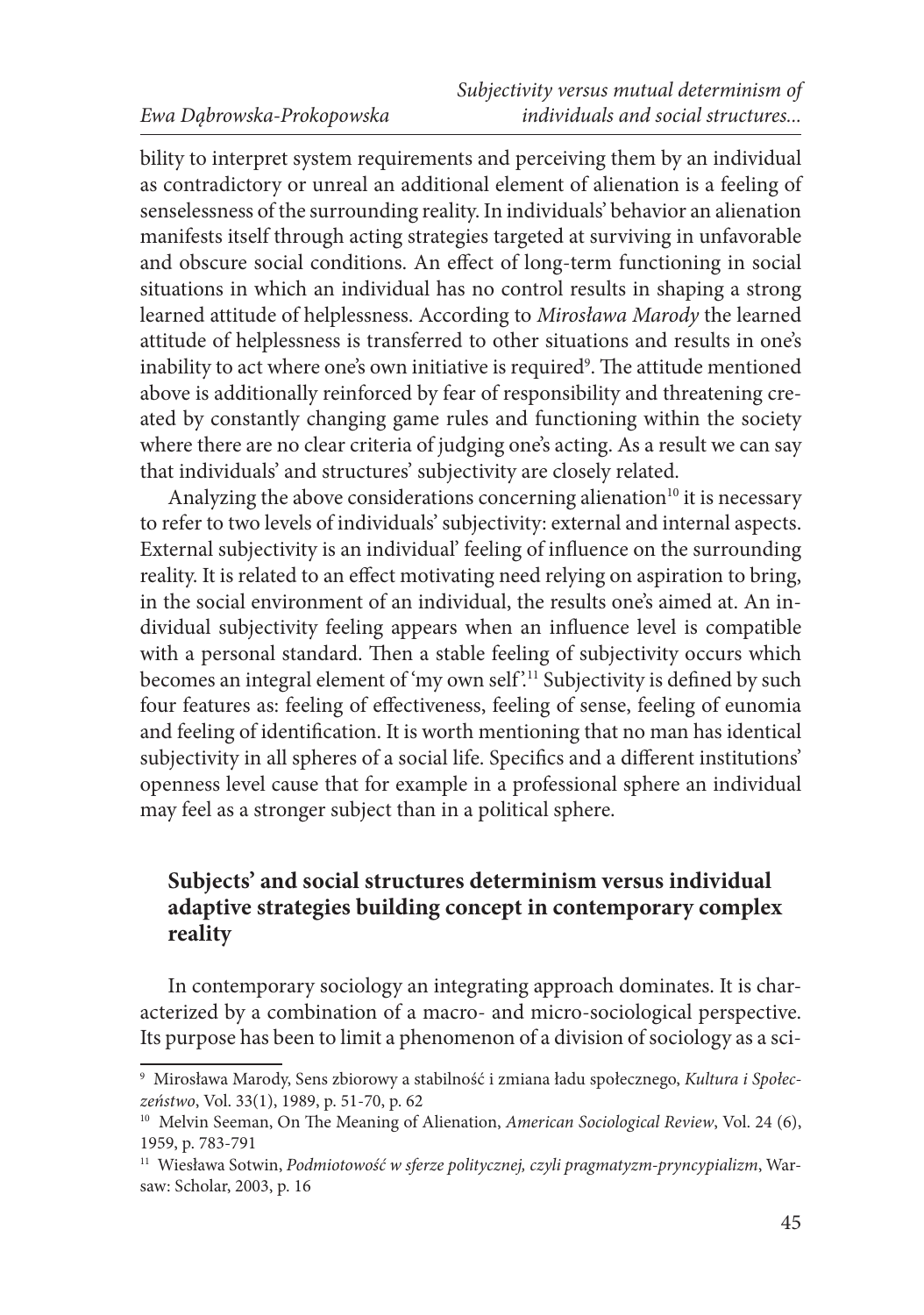bility to interpret system requirements and perceiving them by an individual as contradictory or unreal an additional element of alienation is a feeling of senselessness of the surrounding reality. In individuals' behavior an alienation manifests itself through acting strategies targeted at surviving in unfavorable and obscure social conditions. An effect of long-term functioning in social situations in which an individual has no control results in shaping a strong learned attitude of helplessness. According to *Mirosława Marody* the learned attitude of helplessness is transferred to other situations and results in one's inability to act where one's own initiative is required[9]. The attitude mentioned above is additionally reinforced by fear of responsibility and threatening created by constantly changing game rules and functioning within the society where there are no clear criteria of judging one's acting. As a result we can say that individuals' and structures' subjectivity are closely related.

Analyzing the above considerations concerning alienation[10] it is necessary to refer to two levels of individuals' subjectivity: external and internal aspects. External subjectivity is an individual' feeling of influence on the surrounding reality. It is related to an effect motivating need relying on aspiration to bring, in the social environment of an individual, the results one's aimed at. An individual subjectivity feeling appears when an influence level is compatible with a personal standard. Then a stable feeling of subjectivity occurs which becomes an integral element of 'my own self'.[11] Subjectivity is defined by such four features as: feeling of effectiveness, feeling of sense, feeling of eunomia and feeling of identification. It is worth mentioning that no man has identical subjectivity in all spheres of a social life. Specifics and a different institutions' openness level cause that for example in a professional sphere an individual may feel as a stronger subject than in a political sphere.

## Subjects' and social structures determinism versus individual adaptive strategies building concept in contemporary complex reality

In contemporary sociology an integrating approach dominates. It is characterized by a combination of a macro- and micro-sociological perspective. Its purpose has been to limit a phenomenon of a division of sociology as a sci-

---

[9] Mirosława Marody, Sens zbiorowy a stabilność i zmiana ładu społecznego, *Kultura i Społeczeństwo*, Vol. 33(1), 1989, p. 51-70, p. 62

[10] Melvin Seeman, On The Meaning of Alienation, *American Sociological Review*, Vol. 24 (6), 1959, p. 783-791

[11] Wiesława Sotwin, *Podmiotowość w sferze politycznej, czyli pragmatyzm-pryncypializm*, Warsaw: Scholar, 2003, p. 16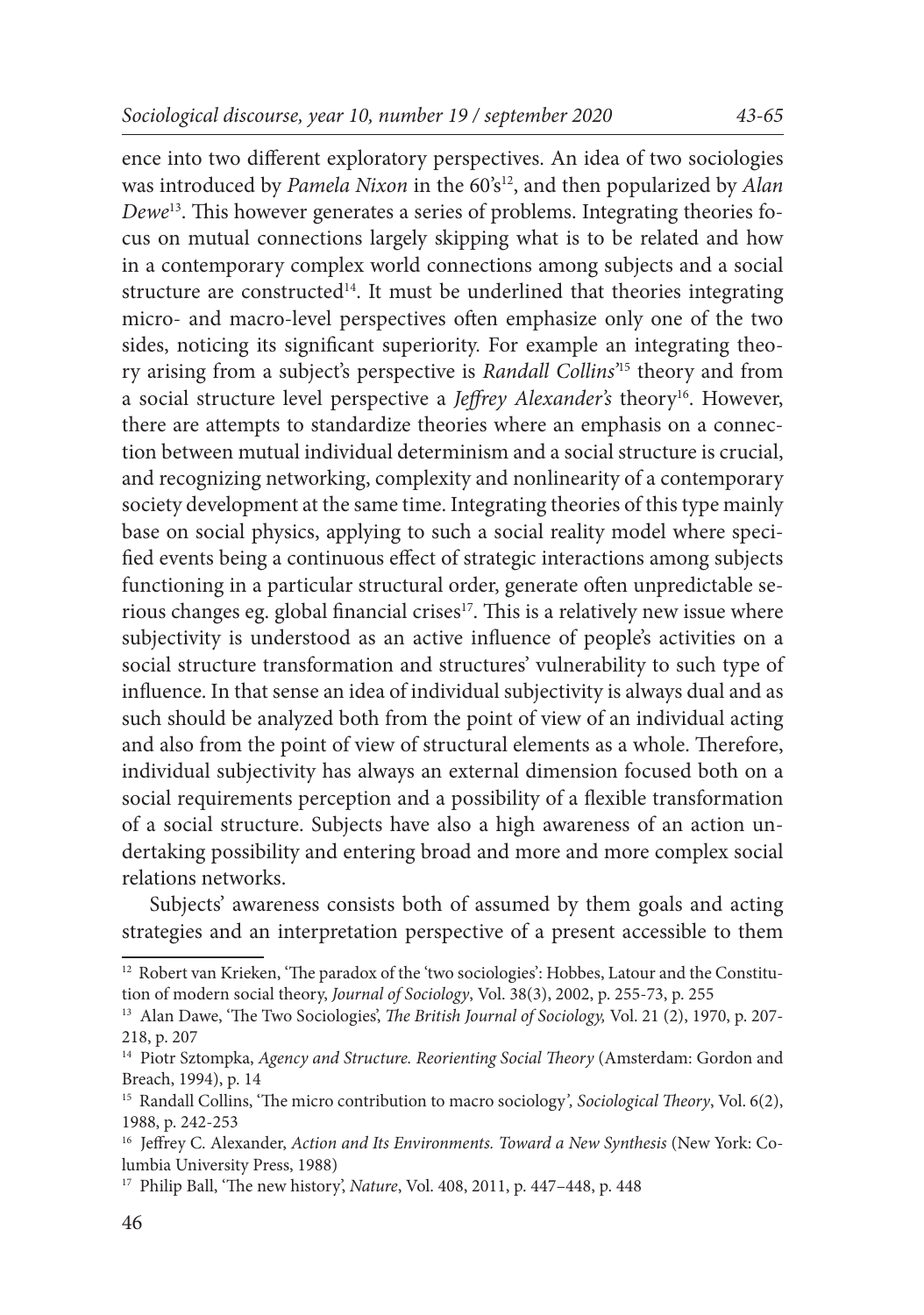ence into two different exploratory perspectives. An idea of two sociologies was introduced by *Pamela Nixon* in the 60's[12], and then popularized by *Alan Dewe*[13]. This however generates a series of problems. Integrating theories focus on mutual connections largely skipping what is to be related and how in a contemporary complex world connections among subjects and a social structure are constructed[14]. It must be underlined that theories integrating micro- and macro-level perspectives often emphasize only one of the two sides, noticing its significant superiority. For example an integrating theory arising from a subject's perspective is *Randall Collins'*[15] theory and from a social structure level perspective a *Jeffrey Alexander's* theory[16]. However, there are attempts to standardize theories where an emphasis on a connection between mutual individual determinism and a social structure is crucial, and recognizing networking, complexity and nonlinearity of a contemporary society development at the same time. Integrating theories of this type mainly base on social physics, applying to such a social reality model where specified events being a continuous effect of strategic interactions among subjects functioning in a particular structural order, generate often unpredictable serious changes eg. global financial crises[17]. This is a relatively new issue where subjectivity is understood as an active influence of people's activities on a social structure transformation and structures' vulnerability to such type of influence. In that sense an idea of individual subjectivity is always dual and as such should be analyzed both from the point of view of an individual acting and also from the point of view of structural elements as a whole. Therefore, individual subjectivity has always an external dimension focused both on a social requirements perception and a possibility of a flexible transformation of a social structure. Subjects have also a high awareness of an action undertaking possibility and entering broad and more and more complex social relations networks.

Subjects' awareness consists both of assumed by them goals and acting strategies and an interpretation perspective of a present accessible to them

---

[12] Robert van Krieken, 'The paradox of the 'two sociologies': Hobbes, Latour and the Constitution of modern social theory, *Journal of Sociology*, Vol. 38(3), 2002, p. 255-73, p. 255

[13] Alan Dawe, 'The Two Sociologies', *The British Journal of Sociology,* Vol. 21 (2), 1970, p. 207-218, p. 207

[14] Piotr Sztompka, *Agency and Structure. Reorienting Social Theory* (Amsterdam: Gordon and Breach, 1994), p. 14

[15] Randall Collins, 'The micro contribution to macro sociology*', Sociological Theory*, Vol. 6(2), 1988, p. 242-253

[16] Jeffrey C. Alexander, *Action and Its Environments. Toward a New Synthesis* (New York: Columbia University Press, 1988)

[17] Philip Ball, 'The new history', *Nature*, Vol. 408, 2011, p. 447–448, p. 448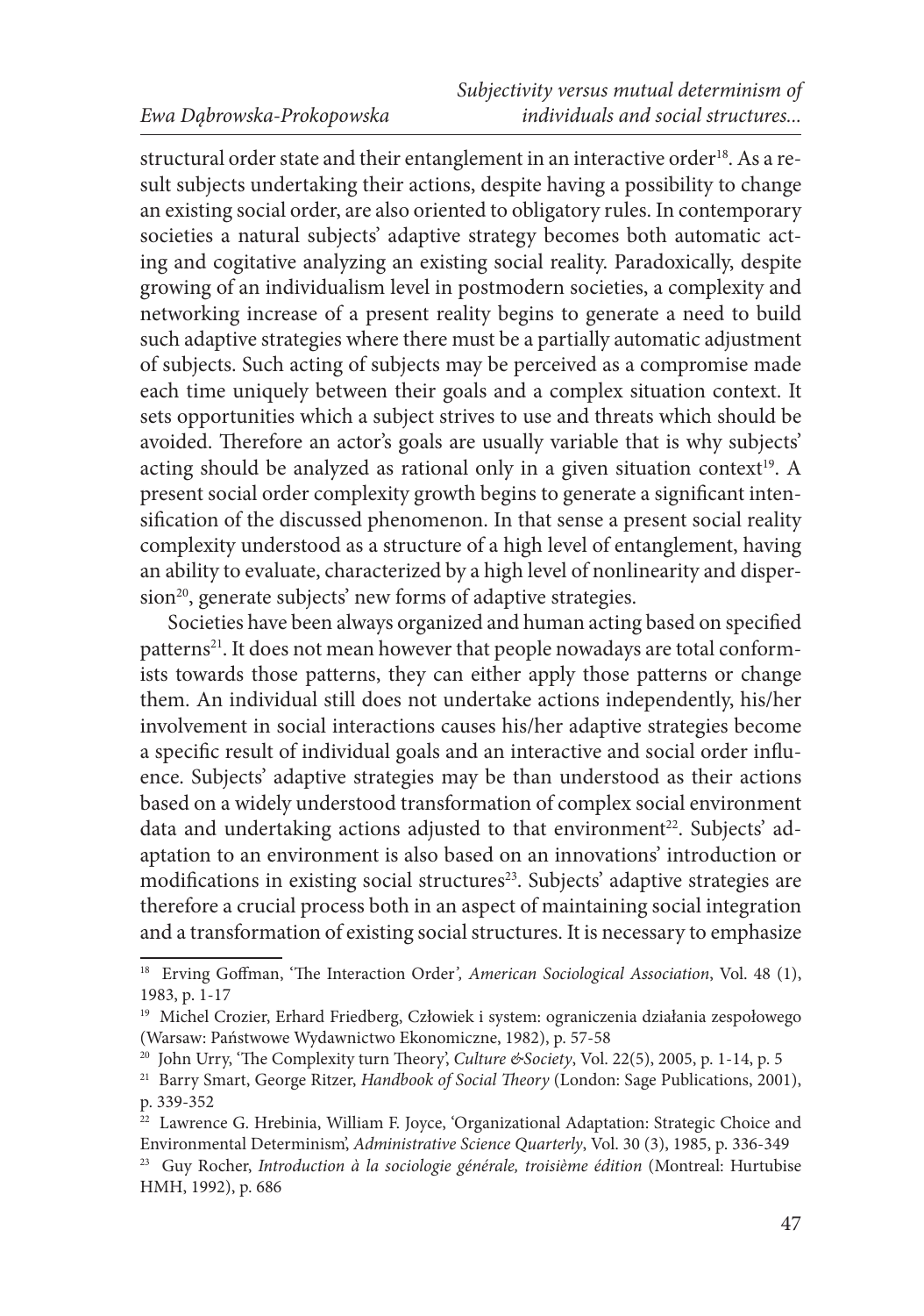structural order state and their entanglement in an interactive order[18]. As a result subjects undertaking their actions, despite having a possibility to change an existing social order, are also oriented to obligatory rules. In contemporary societies a natural subjects' adaptive strategy becomes both automatic acting and cogitative analyzing an existing social reality. Paradoxically, despite growing of an individualism level in postmodern societies, a complexity and networking increase of a present reality begins to generate a need to build such adaptive strategies where there must be a partially automatic adjustment of subjects. Such acting of subjects may be perceived as a compromise made each time uniquely between their goals and a complex situation context. It sets opportunities which a subject strives to use and threats which should be avoided. Therefore an actor's goals are usually variable that is why subjects' acting should be analyzed as rational only in a given situation context[19]. A present social order complexity growth begins to generate a significant intensification of the discussed phenomenon. In that sense a present social reality complexity understood as a structure of a high level of entanglement, having an ability to evaluate, characterized by a high level of nonlinearity and dispersion[20], generate subjects' new forms of adaptive strategies.

Societies have been always organized and human acting based on specified patterns[21]. It does not mean however that people nowadays are total conformists towards those patterns, they can either apply those patterns or change them. An individual still does not undertake actions independently, his/her involvement in social interactions causes his/her adaptive strategies become a specific result of individual goals and an interactive and social order influence. Subjects' adaptive strategies may be than understood as their actions based on a widely understood transformation of complex social environment data and undertaking actions adjusted to that environment[22]. Subjects' adaptation to an environment is also based on an innovations' introduction or modifications in existing social structures[23]. Subjects' adaptive strategies are therefore a crucial process both in an aspect of maintaining social integration and a transformation of existing social structures. It is necessary to emphasize

---

[18] Erving Goffman, 'The Interaction Order'*, American Sociological Association*, Vol. 48 (1), 1983, p. 1-17

[19] Michel Crozier, Erhard Friedberg, Człowiek i system: ograniczenia działania zespołowego (Warsaw: Państwowe Wydawnictwo Ekonomiczne, 1982), p. 57-58

[20] John Urry, 'The Complexity turn Theory', *Culture &Society*, Vol. 22(5), 2005, p. 1-14, p. 5

[21] Barry Smart, George Ritzer, *Handbook of Social Theory* (London: Sage Publications, 2001), p. 339-352

[22] Lawrence G. Hrebinia, William F. Joyce, 'Organizational Adaptation: Strategic Choice and Environmental Determinism', *Administrative Science Quarterly*, Vol. 30 (3), 1985, p. 336-349

[23] Guy Rocher, *Introduction à la sociologie générale, troisième édition* (Montreal: Hurtubise HMH, 1992), p. 686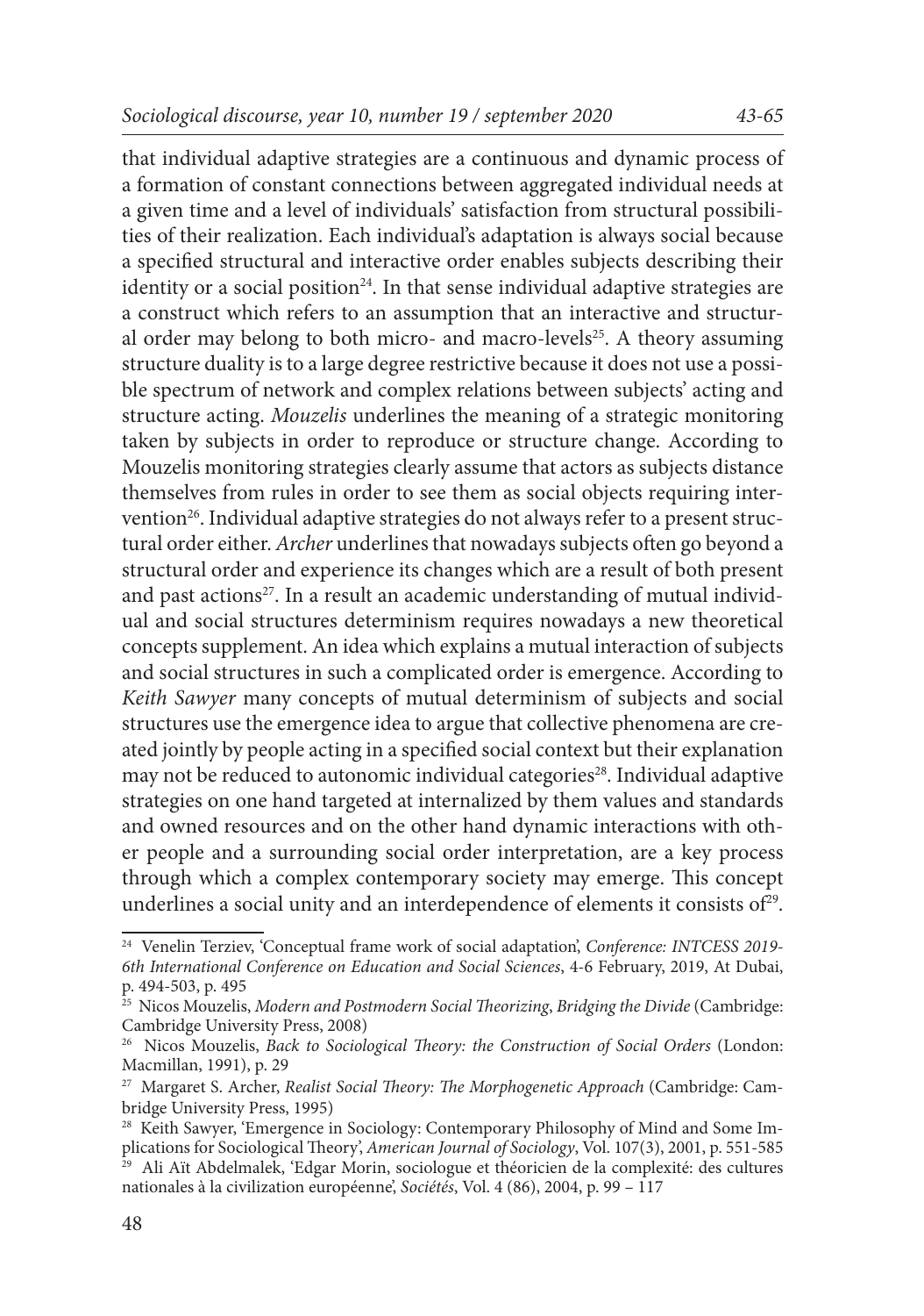that individual adaptive strategies are a continuous and dynamic process of a formation of constant connections between aggregated individual needs at a given time and a level of individuals' satisfaction from structural possibilities of their realization. Each individual's adaptation is always social because a specified structural and interactive order enables subjects describing their identity or a social position[24]. In that sense individual adaptive strategies are a construct which refers to an assumption that an interactive and structural order may belong to both micro- and macro-levels[25]. A theory assuming structure duality is to a large degree restrictive because it does not use a possible spectrum of network and complex relations between subjects' acting and structure acting. *Mouzelis* underlines the meaning of a strategic monitoring taken by subjects in order to reproduce or structure change. According to Mouzelis monitoring strategies clearly assume that actors as subjects distance themselves from rules in order to see them as social objects requiring intervention[26]. Individual adaptive strategies do not always refer to a present structural order either. *Archer* underlines that nowadays subjects often go beyond a structural order and experience its changes which are a result of both present and past actions[27]. In a result an academic understanding of mutual individual and social structures determinism requires nowadays a new theoretical concepts supplement. An idea which explains a mutual interaction of subjects and social structures in such a complicated order is emergence. According to *Keith Sawyer* many concepts of mutual determinism of subjects and social structures use the emergence idea to argue that collective phenomena are created jointly by people acting in a specified social context but their explanation may not be reduced to autonomic individual categories[28]. Individual adaptive strategies on one hand targeted at internalized by them values and standards and owned resources and on the other hand dynamic interactions with other people and a surrounding social order interpretation, are a key process through which a complex contemporary society may emerge. This concept underlines a social unity and an interdependence of elements it consists of[29].

---

[24] Venelin Terziev, 'Conceptual frame work of social adaptation', *Conference: INTCESS 2019-6th International Conference on Education and Social Sciences*, 4-6 February, 2019, At Dubai, p. 494-503, p. 495

[25] Nicos Mouzelis, *Modern and Postmodern Social Theorizing, Bridging the Divide* (Cambridge: Cambridge University Press, 2008)

[26] Nicos Mouzelis, *Back to Sociological Theory: the Construction of Social Orders* (London: Macmillan, 1991), p. 29

[27] Margaret S. Archer, *Realist Social Theory: The Morphogenetic Approach* (Cambridge: Cambridge University Press, 1995)

[28] Keith Sawyer, 'Emergence in Sociology: Contemporary Philosophy of Mind and Some Implications for Sociological Theory', *American Journal of Sociology*, Vol. 107(3), 2001, p. 551-585

[29] Ali Aït Abdelmalek, 'Edgar Morin, sociologue et théoricien de la complexité: des cultures nationales à la civilization européenne', *Sociétés*, Vol. 4 (86), 2004, p. 99 – 117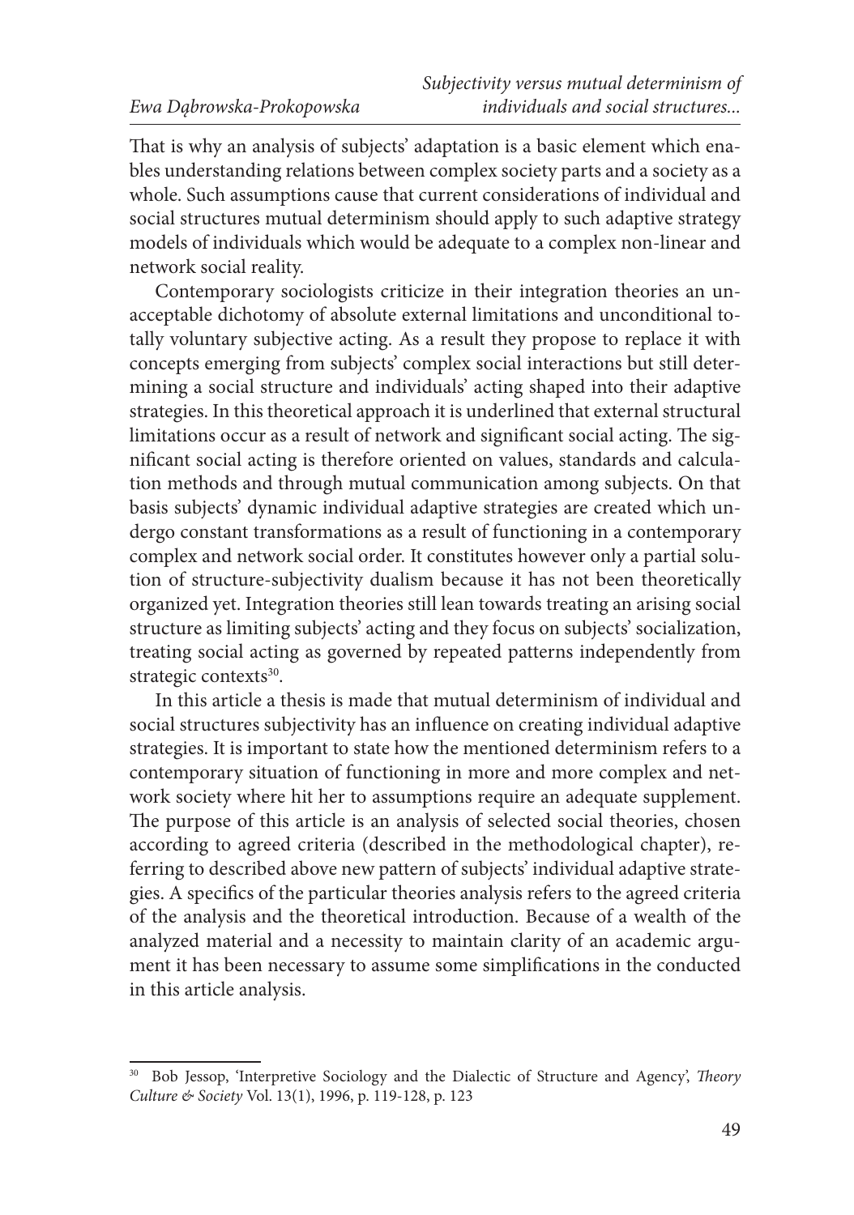That is why an analysis of subjects' adaptation is a basic element which enables understanding relations between complex society parts and a society as a whole. Such assumptions cause that current considerations of individual and social structures mutual determinism should apply to such adaptive strategy models of individuals which would be adequate to a complex non-linear and network social reality.

Contemporary sociologists criticize in their integration theories an unacceptable dichotomy of absolute external limitations and unconditional totally voluntary subjective acting. As a result they propose to replace it with concepts emerging from subjects' complex social interactions but still determining a social structure and individuals' acting shaped into their adaptive strategies. In this theoretical approach it is underlined that external structural limitations occur as a result of network and significant social acting. The significant social acting is therefore oriented on values, standards and calculation methods and through mutual communication among subjects. On that basis subjects' dynamic individual adaptive strategies are created which undergo constant transformations as a result of functioning in a contemporary complex and network social order. It constitutes however only a partial solution of structure-subjectivity dualism because it has not been theoretically organized yet. Integration theories still lean towards treating an arising social structure as limiting subjects' acting and they focus on subjects' socialization, treating social acting as governed by repeated patterns independently from strategic contexts[30].

In this article a thesis is made that mutual determinism of individual and social structures subjectivity has an influence on creating individual adaptive strategies. It is important to state how the mentioned determinism refers to a contemporary situation of functioning in more and more complex and network society where hit her to assumptions require an adequate supplement. The purpose of this article is an analysis of selected social theories, chosen according to agreed criteria (described in the methodological chapter), referring to described above new pattern of subjects' individual adaptive strategies. A specifics of the particular theories analysis refers to the agreed criteria of the analysis and the theoretical introduction. Because of a wealth of the analyzed material and a necessity to maintain clarity of an academic argument it has been necessary to assume some simplifications in the conducted in this article analysis.

---

[30] Bob Jessop, 'Interpretive Sociology and the Dialectic of Structure and Agency', *Theory Culture & Society* Vol. 13(1), 1996, p. 119-128, p. 123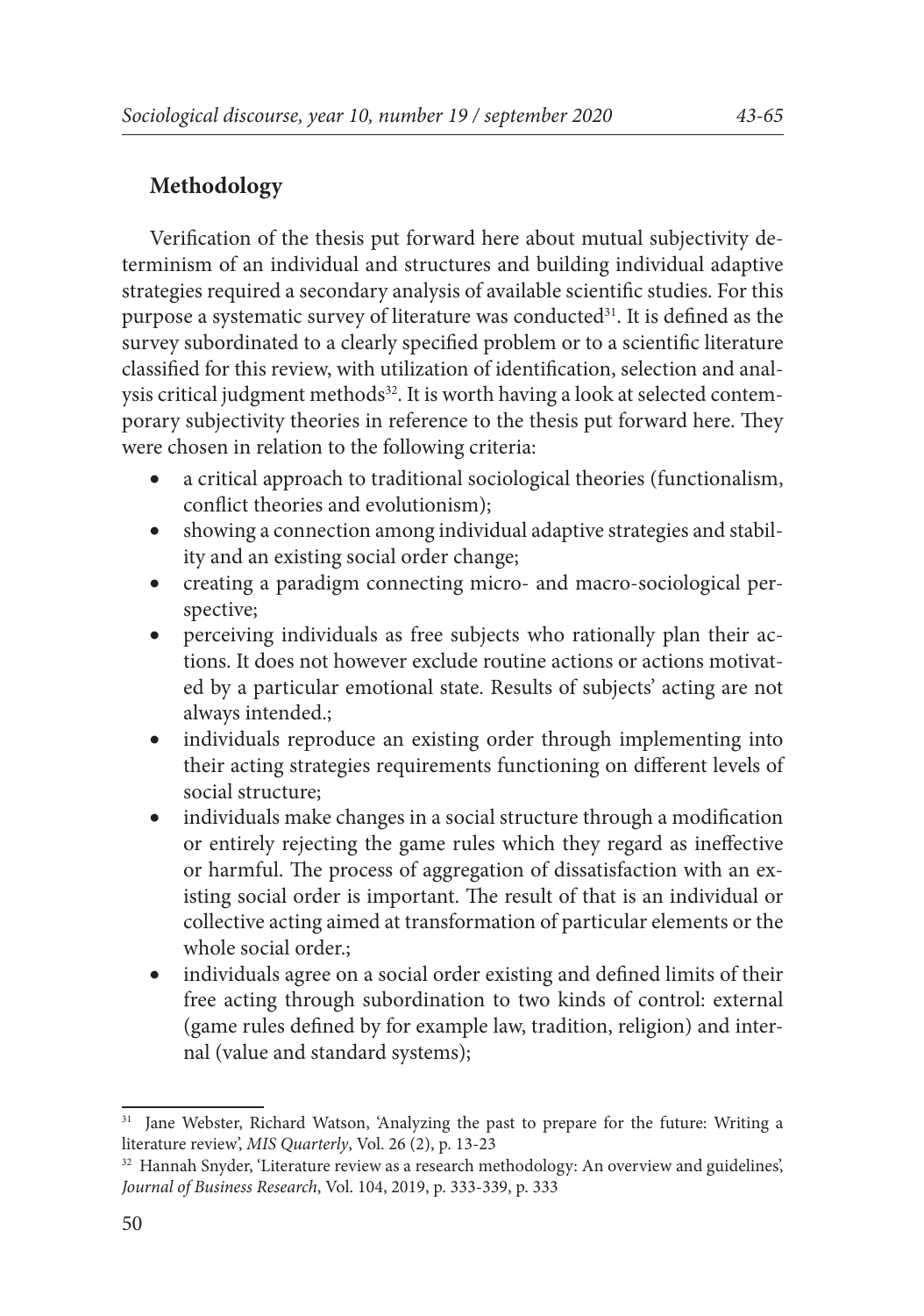## Methodology

Verification of the thesis put forward here about mutual subjectivity determinism of an individual and structures and building individual adaptive strategies required a secondary analysis of available scientific studies. For this purpose a systematic survey of literature was conducted[31]. It is defined as the survey subordinated to a clearly specified problem or to a scientific literature classified for this review, with utilization of identification, selection and analysis critical judgment methods[32]. It is worth having a look at selected contemporary subjectivity theories in reference to the thesis put forward here. They were chosen in relation to the following criteria:

- a critical approach to traditional sociological theories (functionalism, conflict theories and evolutionism);
- showing a connection among individual adaptive strategies and stability and an existing social order change;
- creating a paradigm connecting micro- and macro-sociological perspective;
- perceiving individuals as free subjects who rationally plan their actions. It does not however exclude routine actions or actions motivated by a particular emotional state. Results of subjects' acting are not always intended.;
- individuals reproduce an existing order through implementing into their acting strategies requirements functioning on different levels of social structure;
- individuals make changes in a social structure through a modification or entirely rejecting the game rules which they regard as ineffective or harmful. The process of aggregation of dissatisfaction with an existing social order is important. The result of that is an individual or collective acting aimed at transformation of particular elements or the whole social order.;
- individuals agree on a social order existing and defined limits of their free acting through subordination to two kinds of control: external (game rules defined by for example law, tradition, religion) and internal (value and standard systems);

---

[31] Jane Webster, Richard Watson, 'Analyzing the past to prepare for the future: Writing a literature review', *MIS Quarterly*, Vol. 26 (2), p. 13-23

[32] Hannah Snyder, 'Literature review as a research methodology: An overview and guidelines', *Journal of Business Research*, Vol. 104, 2019, p. 333-339, p. 333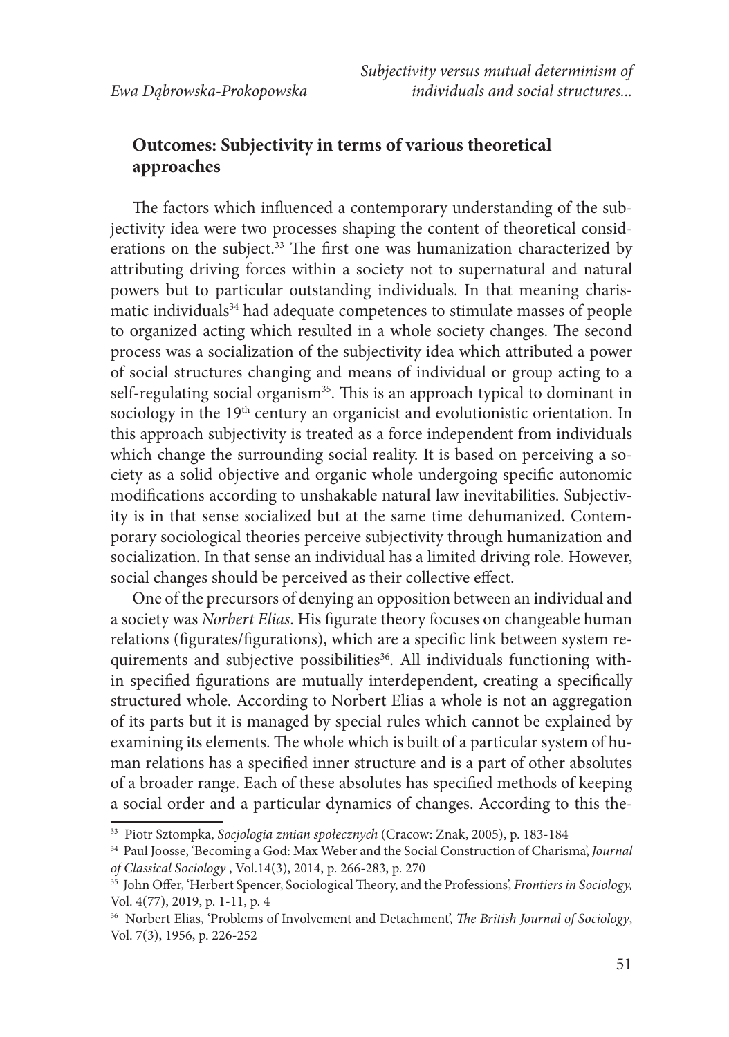## Outcomes: Subjectivity in terms of various theoretical approaches

The factors which influenced a contemporary understanding of the subjectivity idea were two processes shaping the content of theoretical considerations on the subject.[33] The first one was humanization characterized by attributing driving forces within a society not to supernatural and natural powers but to particular outstanding individuals. In that meaning charismatic individuals[34] had adequate competences to stimulate masses of people to organized acting which resulted in a whole society changes. The second process was a socialization of the subjectivity idea which attributed a power of social structures changing and means of individual or group acting to a self-regulating social organism[35]. This is an approach typical to dominant in sociology in the 19th century an organicist and evolutionistic orientation. In this approach subjectivity is treated as a force independent from individuals which change the surrounding social reality. It is based on perceiving a society as a solid objective and organic whole undergoing specific autonomic modifications according to unshakable natural law inevitabilities. Subjectivity is in that sense socialized but at the same time dehumanized. Contemporary sociological theories perceive subjectivity through humanization and socialization. In that sense an individual has a limited driving role. However, social changes should be perceived as their collective effect.

One of the precursors of denying an opposition between an individual and a society was *Norbert Elias*. His figurate theory focuses on changeable human relations (figurates/figurations), which are a specific link between system requirements and subjective possibilities[36]. All individuals functioning within specified figurations are mutually interdependent, creating a specifically structured whole. According to Norbert Elias a whole is not an aggregation of its parts but it is managed by special rules which cannot be explained by examining its elements. The whole which is built of a particular system of human relations has a specified inner structure and is a part of other absolutes of a broader range. Each of these absolutes has specified methods of keeping a social order and a particular dynamics of changes. According to this the-

---

[33] Piotr Sztompka, *Socjologia zmian społecznych* (Cracow: Znak, 2005), p. 183-184

[34] Paul Joosse, 'Becoming a God: Max Weber and the Social Construction of Charisma', *Journal of Classical Sociology* , Vol.14(3), 2014, p. 266-283, p. 270

[35] John Offer, 'Herbert Spencer, Sociological Theory, and the Professions', *Frontiers in Sociology,* Vol. 4(77), 2019, p. 1-11, p. 4

[36] Norbert Elias, 'Problems of Involvement and Detachment', *The British Journal of Sociology*, Vol. 7(3), 1956, p. 226-252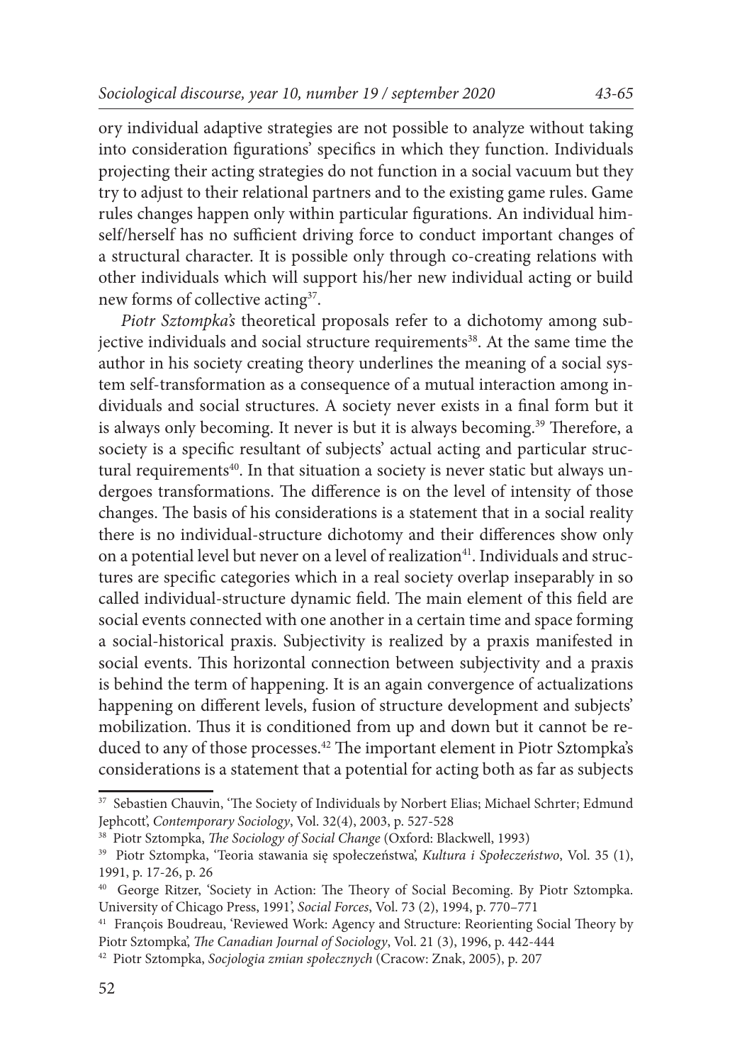ory individual adaptive strategies are not possible to analyze without taking into consideration figurations' specifics in which they function. Individuals projecting their acting strategies do not function in a social vacuum but they try to adjust to their relational partners and to the existing game rules. Game rules changes happen only within particular figurations. An individual himself/herself has no sufficient driving force to conduct important changes of a structural character. It is possible only through co-creating relations with other individuals which will support his/her new individual acting or build new forms of collective acting[37].

*Piotr Sztompka's* theoretical proposals refer to a dichotomy among subjective individuals and social structure requirements[38]. At the same time the author in his society creating theory underlines the meaning of a social system self-transformation as a consequence of a mutual interaction among individuals and social structures. A society never exists in a final form but it is always only becoming. It never is but it is always becoming.[39] Therefore, a society is a specific resultant of subjects' actual acting and particular structural requirements[40]. In that situation a society is never static but always undergoes transformations. The difference is on the level of intensity of those changes. The basis of his considerations is a statement that in a social reality there is no individual-structure dichotomy and their differences show only on a potential level but never on a level of realization[41]. Individuals and structures are specific categories which in a real society overlap inseparably in so called individual-structure dynamic field. The main element of this field are social events connected with one another in a certain time and space forming a social-historical praxis. Subjectivity is realized by a praxis manifested in social events. This horizontal connection between subjectivity and a praxis is behind the term of happening. It is an again convergence of actualizations happening on different levels, fusion of structure development and subjects' mobilization. Thus it is conditioned from up and down but it cannot be reduced to any of those processes.[42] The important element in Piotr Sztompka's considerations is a statement that a potential for acting both as far as subjects

---

[37] Sebastien Chauvin, 'The Society of Individuals by Norbert Elias; Michael Schrter; Edmund Jephcott', *Contemporary Sociology*, Vol. 32(4), 2003, p. 527-528

[38] Piotr Sztompka, *The Sociology of Social Change* (Oxford: Blackwell, 1993)

[39] Piotr Sztompka, 'Teoria stawania się społeczeństwa', *Kultura i Społeczeństwo*, Vol. 35 (1), 1991, p. 17-26, p. 26

[40] George Ritzer, 'Society in Action: The Theory of Social Becoming. By Piotr Sztompka. University of Chicago Press, 1991', *Social Forces*, Vol. 73 (2), 1994, p. 770–771

[41] François Boudreau, 'Reviewed Work: Agency and Structure: Reorienting Social Theory by Piotr Sztompka', *The Canadian Journal of Sociology*, Vol. 21 (3), 1996, p. 442-444

[42] Piotr Sztompka, *Socjologia zmian społecznych* (Cracow: Znak, 2005), p. 207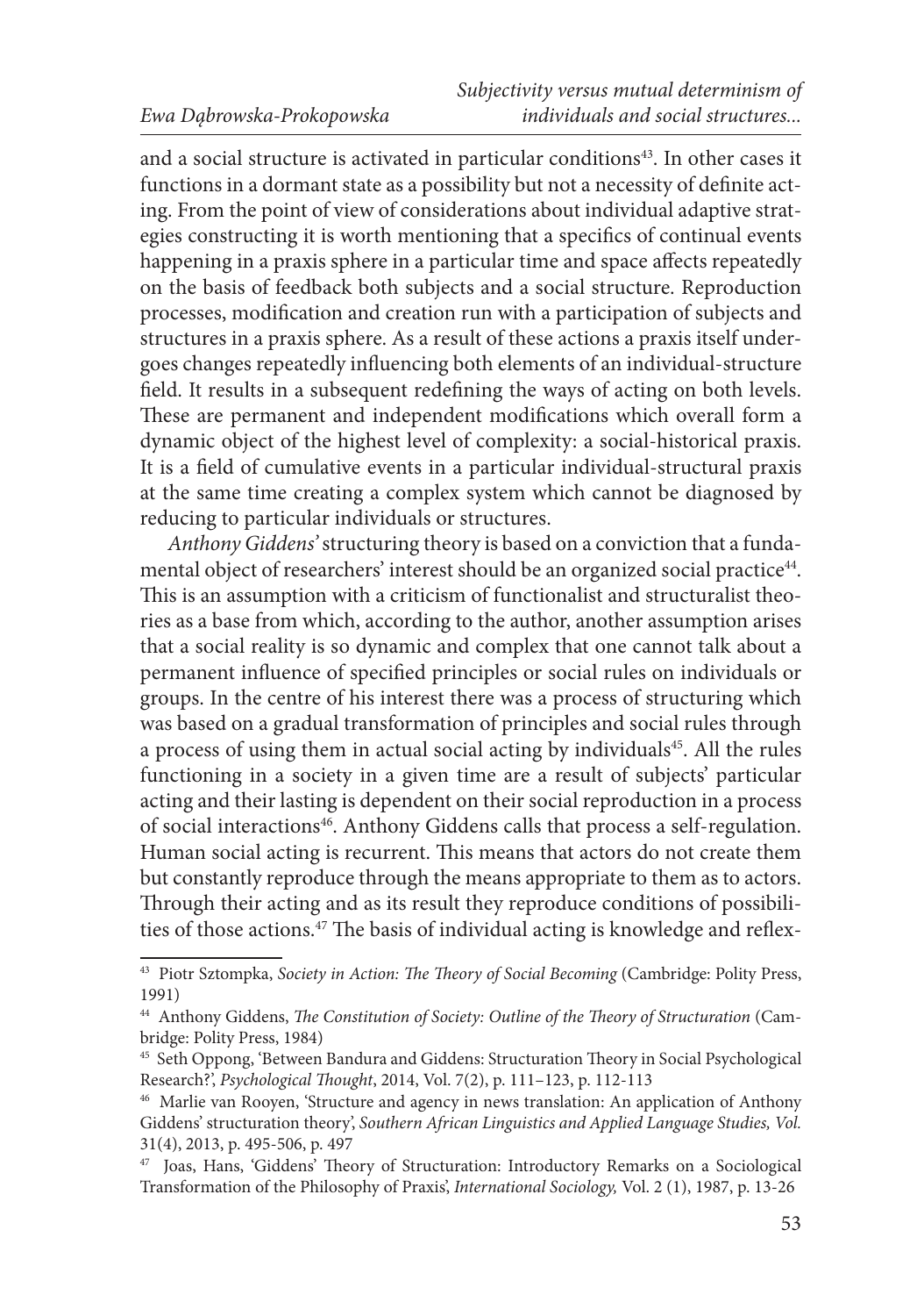and a social structure is activated in particular conditions[43]. In other cases it functions in a dormant state as a possibility but not a necessity of definite acting. From the point of view of considerations about individual adaptive strategies constructing it is worth mentioning that a specifics of continual events happening in a praxis sphere in a particular time and space affects repeatedly on the basis of feedback both subjects and a social structure. Reproduction processes, modification and creation run with a participation of subjects and structures in a praxis sphere. As a result of these actions a praxis itself undergoes changes repeatedly influencing both elements of an individual-structure field. It results in a subsequent redefining the ways of acting on both levels. These are permanent and independent modifications which overall form a dynamic object of the highest level of complexity: a social-historical praxis. It is a field of cumulative events in a particular individual-structural praxis at the same time creating a complex system which cannot be diagnosed by reducing to particular individuals or structures.

*Anthony Giddens'* structuring theory is based on a conviction that a fundamental object of researchers' interest should be an organized social practice[44]. This is an assumption with a criticism of functionalist and structuralist theories as a base from which, according to the author, another assumption arises that a social reality is so dynamic and complex that one cannot talk about a permanent influence of specified principles or social rules on individuals or groups. In the centre of his interest there was a process of structuring which was based on a gradual transformation of principles and social rules through a process of using them in actual social acting by individuals[45]. All the rules functioning in a society in a given time are a result of subjects' particular acting and their lasting is dependent on their social reproduction in a process of social interactions[46]. Anthony Giddens calls that process a self-regulation. Human social acting is recurrent. This means that actors do not create them but constantly reproduce through the means appropriate to them as to actors. Through their acting and as its result they reproduce conditions of possibilities of those actions.[47] The basis of individual acting is knowledge and reflex-

---

[43] Piotr Sztompka, *Society in Action: The Theory of Social Becoming* (Cambridge: Polity Press, 1991)

[44] Anthony Giddens, *The Constitution of Society: Outline of the Theory of Structuration* (Cambridge: Polity Press, 1984)

[45] Seth Oppong, 'Between Bandura and Giddens: Structuration Theory in Social Psychological Research?', *Psychological Thought*, 2014, Vol. 7(2), p. 111–123, p. 112-113

[46] Marlie van Rooyen, 'Structure and agency in news translation: An application of Anthony Giddens' structuration theory', *Southern African Linguistics and Applied Language Studies, Vol.* 31(4), 2013, p. 495-506, p. 497

[47] Joas, Hans, 'Giddens' Theory of Structuration: Introductory Remarks on a Sociological Transformation of the Philosophy of Praxis', *International Sociology,* Vol. 2 (1), 1987, p. 13-26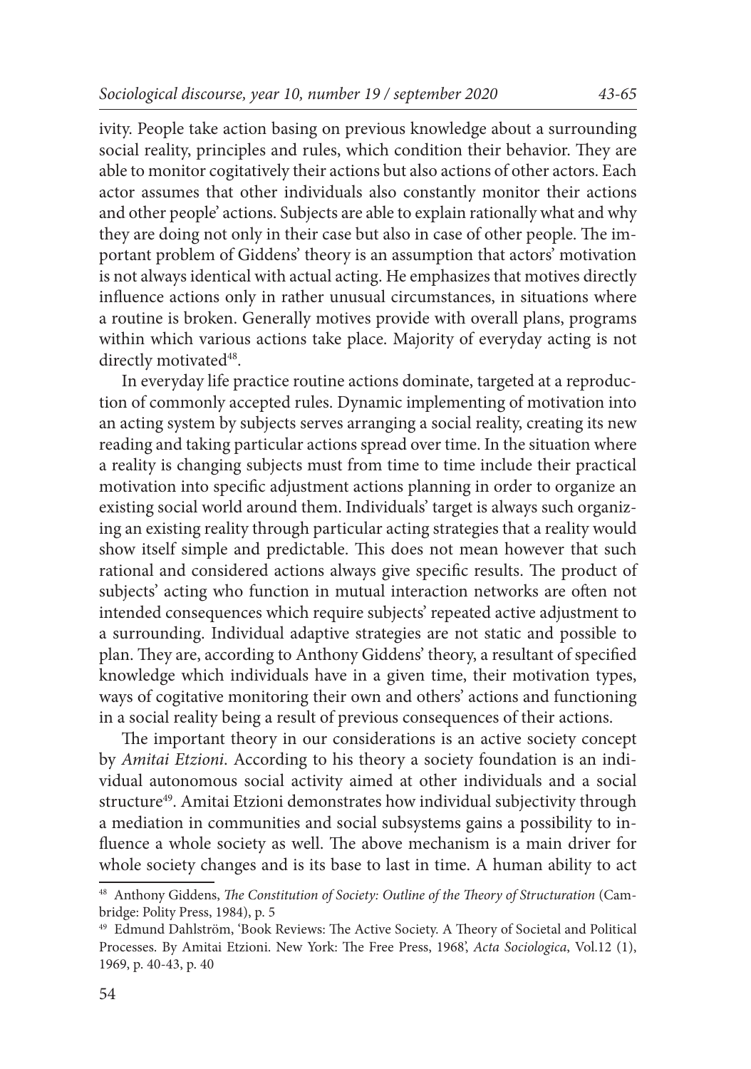ivity. People take action basing on previous knowledge about a surrounding social reality, principles and rules, which condition their behavior. They are able to monitor cogitatively their actions but also actions of other actors. Each actor assumes that other individuals also constantly monitor their actions and other people' actions. Subjects are able to explain rationally what and why they are doing not only in their case but also in case of other people. The important problem of Giddens' theory is an assumption that actors' motivation is not always identical with actual acting. He emphasizes that motives directly influence actions only in rather unusual circumstances, in situations where a routine is broken. Generally motives provide with overall plans, programs within which various actions take place. Majority of everyday acting is not directly motivated[48].

In everyday life practice routine actions dominate, targeted at a reproduction of commonly accepted rules. Dynamic implementing of motivation into an acting system by subjects serves arranging a social reality, creating its new reading and taking particular actions spread over time. In the situation where a reality is changing subjects must from time to time include their practical motivation into specific adjustment actions planning in order to organize an existing social world around them. Individuals' target is always such organizing an existing reality through particular acting strategies that a reality would show itself simple and predictable. This does not mean however that such rational and considered actions always give specific results. The product of subjects' acting who function in mutual interaction networks are often not intended consequences which require subjects' repeated active adjustment to a surrounding. Individual adaptive strategies are not static and possible to plan. They are, according to Anthony Giddens' theory, a resultant of specified knowledge which individuals have in a given time, their motivation types, ways of cogitative monitoring their own and others' actions and functioning in a social reality being a result of previous consequences of their actions.

The important theory in our considerations is an active society concept by *Amitai Etzioni*. According to his theory a society foundation is an individual autonomous social activity aimed at other individuals and a social structure[49]. Amitai Etzioni demonstrates how individual subjectivity through a mediation in communities and social subsystems gains a possibility to influence a whole society as well. The above mechanism is a main driver for whole society changes and is its base to last in time. A human ability to act

---

[48] Anthony Giddens, *The Constitution of Society: Outline of the Theory of Structuration* (Cambridge: Polity Press, 1984), p. 5

[49] Edmund Dahlström, 'Book Reviews: The Active Society. A Theory of Societal and Political Processes. By Amitai Etzioni. New York: The Free Press, 1968', *Acta Sociologica*, Vol.12 (1), 1969, p. 40-43, p. 40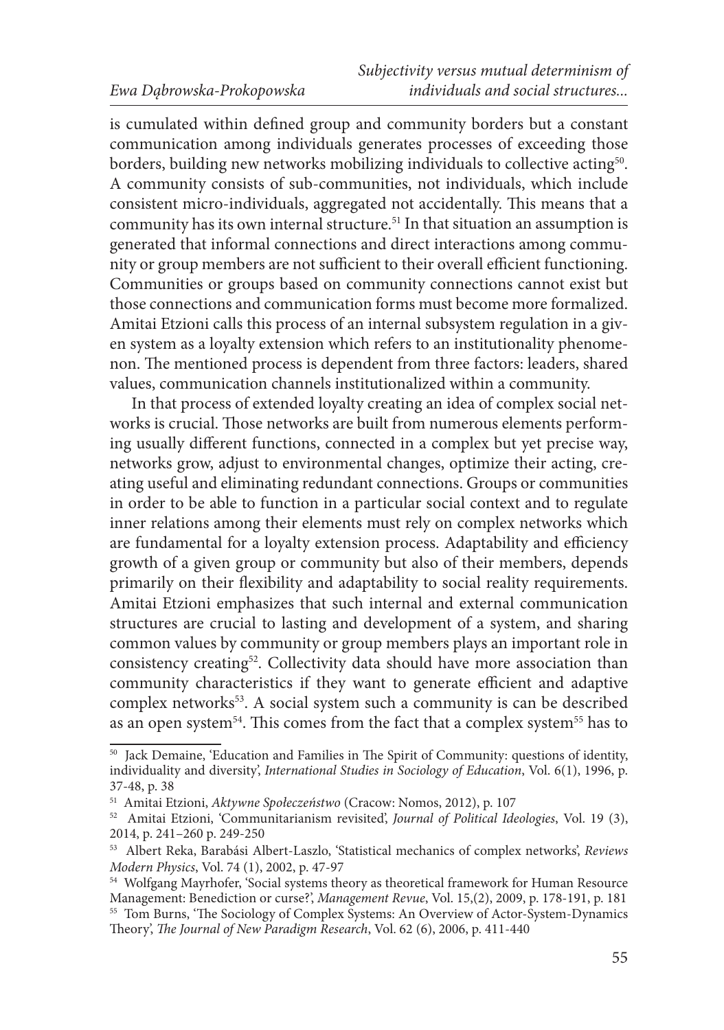is cumulated within defined group and community borders but a constant communication among individuals generates processes of exceeding those borders, building new networks mobilizing individuals to collective acting[50]. A community consists of sub-communities, not individuals, which include consistent micro-individuals, aggregated not accidentally. This means that a community has its own internal structure.[51] In that situation an assumption is generated that informal connections and direct interactions among community or group members are not sufficient to their overall efficient functioning. Communities or groups based on community connections cannot exist but those connections and communication forms must become more formalized. Amitai Etzioni calls this process of an internal subsystem regulation in a given system as a loyalty extension which refers to an institutionality phenomenon. The mentioned process is dependent from three factors: leaders, shared values, communication channels institutionalized within a community.

In that process of extended loyalty creating an idea of complex social networks is crucial. Those networks are built from numerous elements performing usually different functions, connected in a complex but yet precise way, networks grow, adjust to environmental changes, optimize their acting, creating useful and eliminating redundant connections. Groups or communities in order to be able to function in a particular social context and to regulate inner relations among their elements must rely on complex networks which are fundamental for a loyalty extension process. Adaptability and efficiency growth of a given group or community but also of their members, depends primarily on their flexibility and adaptability to social reality requirements. Amitai Etzioni emphasizes that such internal and external communication structures are crucial to lasting and development of a system, and sharing common values by community or group members plays an important role in consistency creating[52]. Collectivity data should have more association than community characteristics if they want to generate efficient and adaptive complex networks[53]. A social system such a community is can be described as an open system[54]. This comes from the fact that a complex system[55] has to

---

[50] Jack Demaine, 'Education and Families in The Spirit of Community: questions of identity, individuality and diversity', *International Studies in Sociology of Education*, Vol. 6(1), 1996, p. 37-48, p. 38

[51] Amitai Etzioni, *Aktywne Społeczeństwo* (Cracow: Nomos, 2012), p. 107

[52] Amitai Etzioni, 'Communitarianism revisited', *Journal of Political Ideologies*, Vol. 19 (3), 2014, p. 241–260 p. 249-250

[53] Albert Reka, Barabási Albert-Laszlo, 'Statistical mechanics of complex networks', *Reviews Modern Physics*, Vol. 74 (1), 2002, p. 47-97

[54] Wolfgang Mayrhofer, 'Social systems theory as theoretical framework for Human Resource Management: Benediction or curse?', *Management Revue*, Vol. 15,(2), 2009, p. 178-191, p. 181

[55] Tom Burns, 'The Sociology of Complex Systems: An Overview of Actor-System-Dynamics Theory', *The Journal of New Paradigm Research*, Vol. 62 (6), 2006, p. 411-440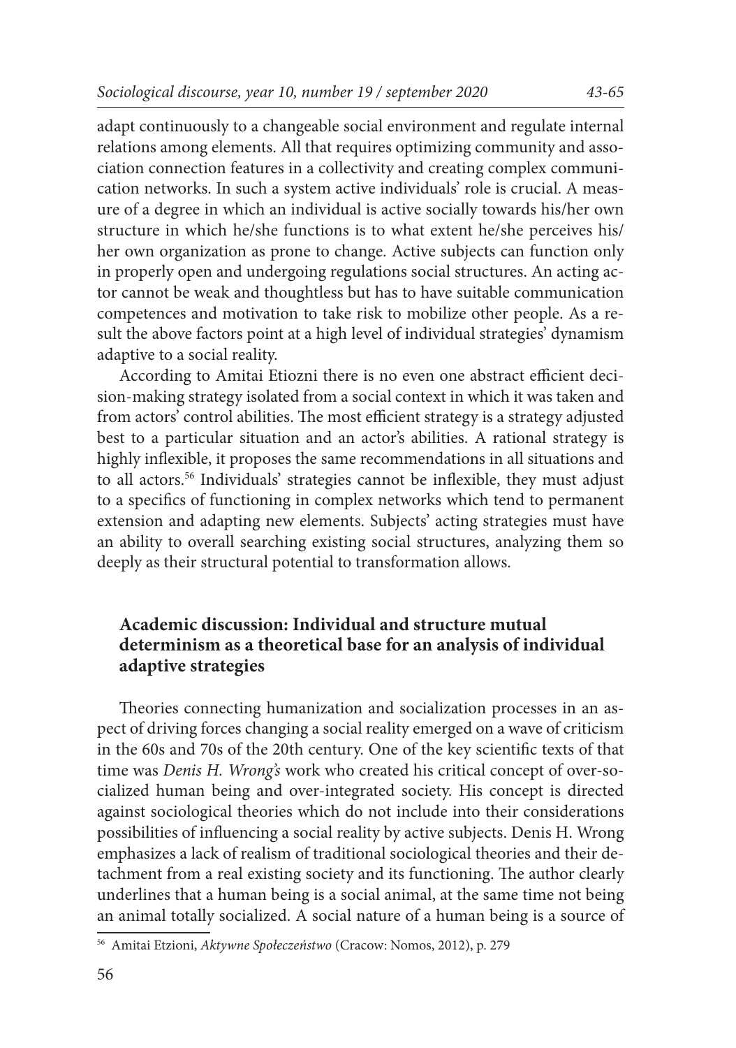adapt continuously to a changeable social environment and regulate internal relations among elements. All that requires optimizing community and association connection features in a collectivity and creating complex communication networks. In such a system active individuals' role is crucial. A measure of a degree in which an individual is active socially towards his/her own structure in which he/she functions is to what extent he/she perceives his/her own organization as prone to change. Active subjects can function only in properly open and undergoing regulations social structures. An acting actor cannot be weak and thoughtless but has to have suitable communication competences and motivation to take risk to mobilize other people. As a result the above factors point at a high level of individual strategies' dynamism adaptive to a social reality.

According to Amitai Etiozni there is no even one abstract efficient decision-making strategy isolated from a social context in which it was taken and from actors' control abilities. The most efficient strategy is a strategy adjusted best to a particular situation and an actor's abilities. A rational strategy is highly inflexible, it proposes the same recommendations in all situations and to all actors.[56] Individuals' strategies cannot be inflexible, they must adjust to a specifics of functioning in complex networks which tend to permanent extension and adapting new elements. Subjects' acting strategies must have an ability to overall searching existing social structures, analyzing them so deeply as their structural potential to transformation allows.

## Academic discussion: Individual and structure mutual determinism as a theoretical base for an analysis of individual adaptive strategies

Theories connecting humanization and socialization processes in an aspect of driving forces changing a social reality emerged on a wave of criticism in the 60s and 70s of the 20th century. One of the key scientific texts of that time was *Denis H. Wrong's* work who created his critical concept of over-socialized human being and over-integrated society. His concept is directed against sociological theories which do not include into their considerations possibilities of influencing a social reality by active subjects. Denis H. Wrong emphasizes a lack of realism of traditional sociological theories and their detachment from a real existing society and its functioning. The author clearly underlines that a human being is a social animal, at the same time not being an animal totally socialized. A social nature of a human being is a source of

[56] Amitai Etzioni, *Aktywne Społeczeństwo* (Cracow: Nomos, 2012), p. 279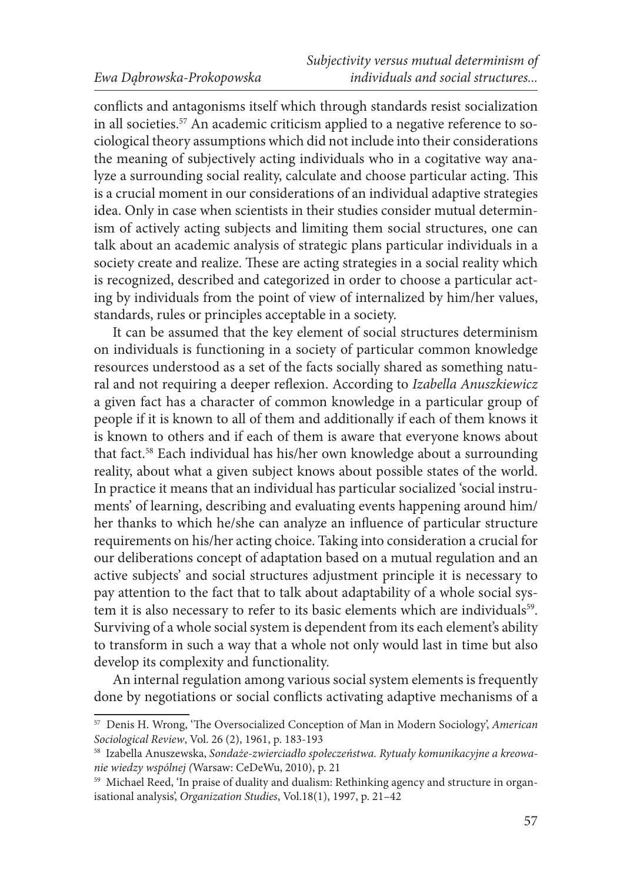conflicts and antagonisms itself which through standards resist socialization in all societies.[57] An academic criticism applied to a negative reference to sociological theory assumptions which did not include into their considerations the meaning of subjectively acting individuals who in a cogitative way analyze a surrounding social reality, calculate and choose particular acting. This is a crucial moment in our considerations of an individual adaptive strategies idea. Only in case when scientists in their studies consider mutual determinism of actively acting subjects and limiting them social structures, one can talk about an academic analysis of strategic plans particular individuals in a society create and realize. These are acting strategies in a social reality which is recognized, described and categorized in order to choose a particular acting by individuals from the point of view of internalized by him/her values, standards, rules or principles acceptable in a society.

It can be assumed that the key element of social structures determinism on individuals is functioning in a society of particular common knowledge resources understood as a set of the facts socially shared as something natural and not requiring a deeper reflexion. According to *Izabella Anuszkiewicz* a given fact has a character of common knowledge in a particular group of people if it is known to all of them and additionally if each of them knows it is known to others and if each of them is aware that everyone knows about that fact.[58] Each individual has his/her own knowledge about a surrounding reality, about what a given subject knows about possible states of the world. In practice it means that an individual has particular socialized 'social instruments' of learning, describing and evaluating events happening around him/her thanks to which he/she can analyze an influence of particular structure requirements on his/her acting choice. Taking into consideration a crucial for our deliberations concept of adaptation based on a mutual regulation and an active subjects' and social structures adjustment principle it is necessary to pay attention to the fact that to talk about adaptability of a whole social system it is also necessary to refer to its basic elements which are individuals[59]. Surviving of a whole social system is dependent from its each element's ability to transform in such a way that a whole not only would last in time but also develop its complexity and functionality.

An internal regulation among various social system elements is frequently done by negotiations or social conflicts activating adaptive mechanisms of a

---

[57] Denis H. Wrong, 'The Oversocialized Conception of Man in Modern Sociology', *American Sociological Review*, Vol. 26 (2), 1961, p. 183-193

[58] Izabella Anuszewska, *Sondaże-zwierciadło społeczeństwa. Rytuały komunikacyjne a kreowanie wiedzy wspólnej (*Warsaw: CeDeWu, 2010), p. 21

[59] Michael Reed, 'In praise of duality and dualism: Rethinking agency and structure in organisational analysis', *Organization Studies*, Vol.18(1), 1997, p. 21–42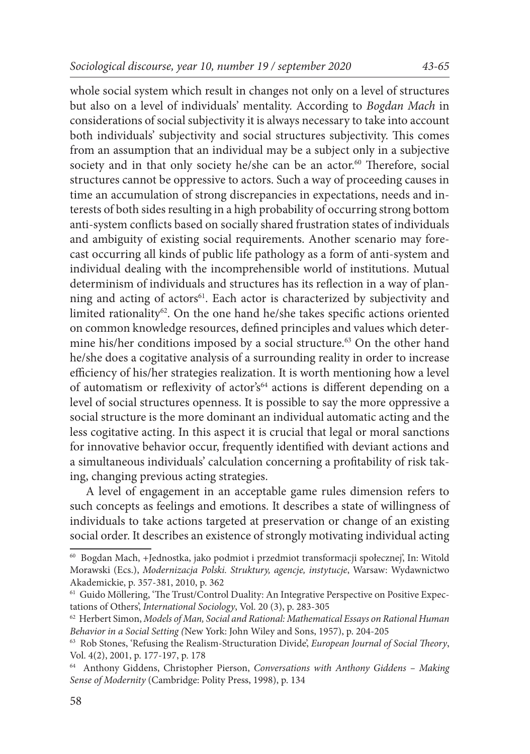whole social system which result in changes not only on a level of structures but also on a level of individuals' mentality. According to *Bogdan Mach* in considerations of social subjectivity it is always necessary to take into account both individuals' subjectivity and social structures subjectivity. This comes from an assumption that an individual may be a subject only in a subjective society and in that only society he/she can be an actor.[60] Therefore, social structures cannot be oppressive to actors. Such a way of proceeding causes in time an accumulation of strong discrepancies in expectations, needs and interests of both sides resulting in a high probability of occurring strong bottom anti-system conflicts based on socially shared frustration states of individuals and ambiguity of existing social requirements. Another scenario may forecast occurring all kinds of public life pathology as a form of anti-system and individual dealing with the incomprehensible world of institutions. Mutual determinism of individuals and structures has its reflection in a way of planning and acting of actors[61]. Each actor is characterized by subjectivity and limited rationality[62]. On the one hand he/she takes specific actions oriented on common knowledge resources, defined principles and values which determine his/her conditions imposed by a social structure.[63] On the other hand he/she does a cogitative analysis of a surrounding reality in order to increase efficiency of his/her strategies realization. It is worth mentioning how a level of automatism or reflexivity of actor's[64] actions is different depending on a level of social structures openness. It is possible to say the more oppressive a social structure is the more dominant an individual automatic acting and the less cogitative acting. In this aspect it is crucial that legal or moral sanctions for innovative behavior occur, frequently identified with deviant actions and a simultaneous individuals' calculation concerning a profitability of risk taking, changing previous acting strategies.

A level of engagement in an acceptable game rules dimension refers to such concepts as feelings and emotions. It describes a state of willingness of individuals to take actions targeted at preservation or change of an existing social order. It describes an existence of strongly motivating individual acting

---

[60] Bogdan Mach, +Jednostka, jako podmiot i przedmiot transformacji społecznej', In: Witold Morawski (Ecs.), *Modernizacja Polski. Struktury, agencje, instytucje*, Warsaw: Wydawnictwo Akademickie, p. 357-381, 2010, p. 362

[61] Guido Möllering, 'The Trust/Control Duality: An Integrative Perspective on Positive Expectations of Others', *International Sociology*, Vol. 20 (3), p. 283-305

[62] Herbert Simon, *Models of Man, Social and Rational: Mathematical Essays on Rational Human Behavior in a Social Setting (*New York: John Wiley and Sons, 1957), p. 204-205

[63] Rob Stones, 'Refusing the Realism-Structuration Divide', *European Journal of Social Theory*, Vol. 4(2), 2001, p. 177-197, p. 178

[64] Anthony Giddens, Christopher Pierson, *Conversations with Anthony Giddens – Making Sense of Modernity* (Cambridge: Polity Press, 1998), p. 134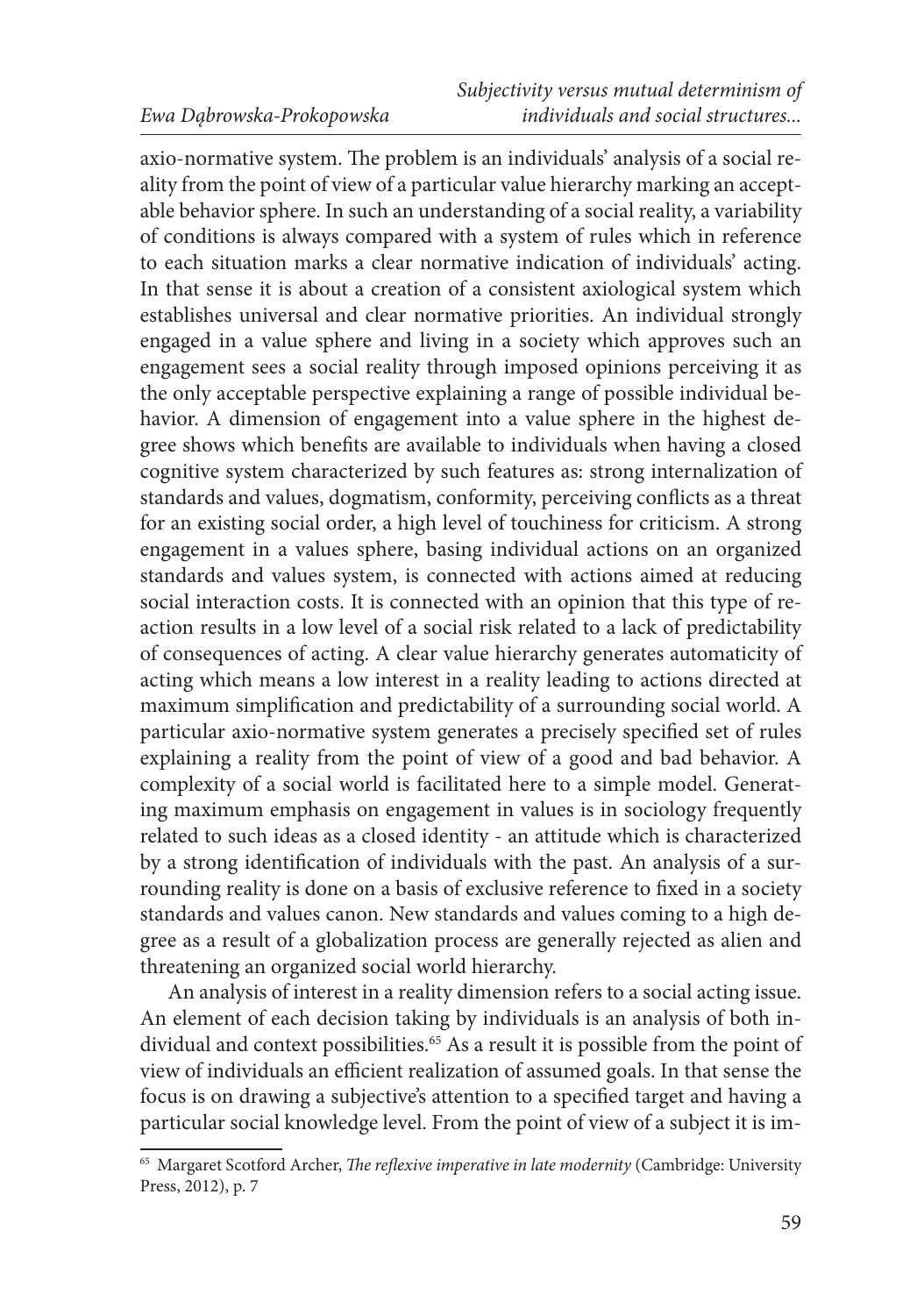axio-normative system. The problem is an individuals' analysis of a social reality from the point of view of a particular value hierarchy marking an acceptable behavior sphere. In such an understanding of a social reality, a variability of conditions is always compared with a system of rules which in reference to each situation marks a clear normative indication of individuals' acting. In that sense it is about a creation of a consistent axiological system which establishes universal and clear normative priorities. An individual strongly engaged in a value sphere and living in a society which approves such an engagement sees a social reality through imposed opinions perceiving it as the only acceptable perspective explaining a range of possible individual behavior. A dimension of engagement into a value sphere in the highest degree shows which benefits are available to individuals when having a closed cognitive system characterized by such features as: strong internalization of standards and values, dogmatism, conformity, perceiving conflicts as a threat for an existing social order, a high level of touchiness for criticism. A strong engagement in a values sphere, basing individual actions on an organized standards and values system, is connected with actions aimed at reducing social interaction costs. It is connected with an opinion that this type of reaction results in a low level of a social risk related to a lack of predictability of consequences of acting. A clear value hierarchy generates automaticity of acting which means a low interest in a reality leading to actions directed at maximum simplification and predictability of a surrounding social world. A particular axio-normative system generates a precisely specified set of rules explaining a reality from the point of view of a good and bad behavior. A complexity of a social world is facilitated here to a simple model. Generating maximum emphasis on engagement in values is in sociology frequently related to such ideas as a closed identity - an attitude which is characterized by a strong identification of individuals with the past. An analysis of a surrounding reality is done on a basis of exclusive reference to fixed in a society standards and values canon. New standards and values coming to a high degree as a result of a globalization process are generally rejected as alien and threatening an organized social world hierarchy.

An analysis of interest in a reality dimension refers to a social acting issue. An element of each decision taking by individuals is an analysis of both individual and context possibilities.[65] As a result it is possible from the point of view of individuals an efficient realization of assumed goals. In that sense the focus is on drawing a subjective's attention to a specified target and having a particular social knowledge level. From the point of view of a subject it is im-

[65] Margaret Scotford Archer, *The reflexive imperative in late modernity* (Cambridge: University Press, 2012), p. 7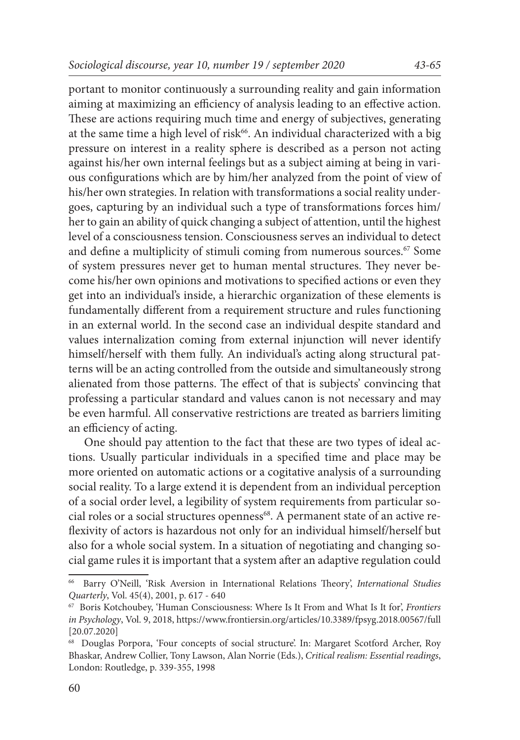portant to monitor continuously a surrounding reality and gain information aiming at maximizing an efficiency of analysis leading to an effective action. These are actions requiring much time and energy of subjectives, generating at the same time a high level of risk[66]. An individual characterized with a big pressure on interest in a reality sphere is described as a person not acting against his/her own internal feelings but as a subject aiming at being in various configurations which are by him/her analyzed from the point of view of his/her own strategies. In relation with transformations a social reality undergoes, capturing by an individual such a type of transformations forces him/her to gain an ability of quick changing a subject of attention, until the highest level of a consciousness tension. Consciousness serves an individual to detect and define a multiplicity of stimuli coming from numerous sources.[67] Some of system pressures never get to human mental structures. They never become his/her own opinions and motivations to specified actions or even they get into an individual's inside, a hierarchic organization of these elements is fundamentally different from a requirement structure and rules functioning in an external world. In the second case an individual despite standard and values internalization coming from external injunction will never identify himself/herself with them fully. An individual's acting along structural patterns will be an acting controlled from the outside and simultaneously strong alienated from those patterns. The effect of that is subjects' convincing that professing a particular standard and values canon is not necessary and may be even harmful. All conservative restrictions are treated as barriers limiting an efficiency of acting.

One should pay attention to the fact that these are two types of ideal actions. Usually particular individuals in a specified time and place may be more oriented on automatic actions or a cogitative analysis of a surrounding social reality. To a large extend it is dependent from an individual perception of a social order level, a legibility of system requirements from particular social roles or a social structures openness[68]. A permanent state of an active reflexivity of actors is hazardous not only for an individual himself/herself but also for a whole social system. In a situation of negotiating and changing social game rules it is important that a system after an adaptive regulation could

---

[66] Barry O'Neill, 'Risk Aversion in International Relations Theory', *International Studies Quarterly*, Vol. 45(4), 2001, p. 617 - 640

[67] Boris Kotchoubey, 'Human Consciousness: Where Is It From and What Is It for', *Frontiers in Psychology*, Vol. 9, 2018, https://www.frontiersin.org/articles/10.3389/fpsyg.2018.00567/full [20.07.2020]

[68] Douglas Porpora, 'Four concepts of social structure'. In: Margaret Scotford Archer, Roy Bhaskar, Andrew Collier, Tony Lawson, Alan Norrie (Eds.), *Critical realism: Essential readings*, London: Routledge, p. 339-355, 1998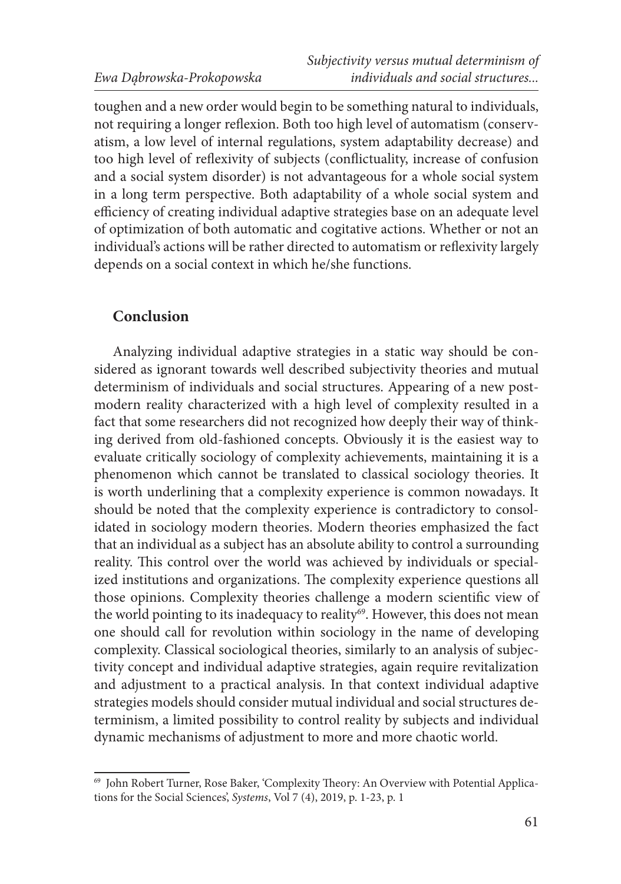toughen and a new order would begin to be something natural to individuals, not requiring a longer reflexion. Both too high level of automatism (conservatism, a low level of internal regulations, system adaptability decrease) and too high level of reflexivity of subjects (conflictuality, increase of confusion and a social system disorder) is not advantageous for a whole social system in a long term perspective. Both adaptability of a whole social system and efficiency of creating individual adaptive strategies base on an adequate level of optimization of both automatic and cogitative actions. Whether or not an individual's actions will be rather directed to automatism or reflexivity largely depends on a social context in which he/she functions.

## Conclusion

Analyzing individual adaptive strategies in a static way should be considered as ignorant towards well described subjectivity theories and mutual determinism of individuals and social structures. Appearing of a new post-modern reality characterized with a high level of complexity resulted in a fact that some researchers did not recognized how deeply their way of thinking derived from old-fashioned concepts. Obviously it is the easiest way to evaluate critically sociology of complexity achievements, maintaining it is a phenomenon which cannot be translated to classical sociology theories. It is worth underlining that a complexity experience is common nowadays. It should be noted that the complexity experience is contradictory to consolidated in sociology modern theories. Modern theories emphasized the fact that an individual as a subject has an absolute ability to control a surrounding reality. This control over the world was achieved by individuals or specialized institutions and organizations. The complexity experience questions all those opinions. Complexity theories challenge a modern scientific view of the world pointing to its inadequacy to reality[69]. However, this does not mean one should call for revolution within sociology in the name of developing complexity. Classical sociological theories, similarly to an analysis of subjectivity concept and individual adaptive strategies, again require revitalization and adjustment to a practical analysis. In that context individual adaptive strategies models should consider mutual individual and social structures determinism, a limited possibility to control reality by subjects and individual dynamic mechanisms of adjustment to more and more chaotic world.

---

[69] John Robert Turner, Rose Baker, 'Complexity Theory: An Overview with Potential Applications for the Social Sciences', *Systems*, Vol 7 (4), 2019, p. 1-23, p. 1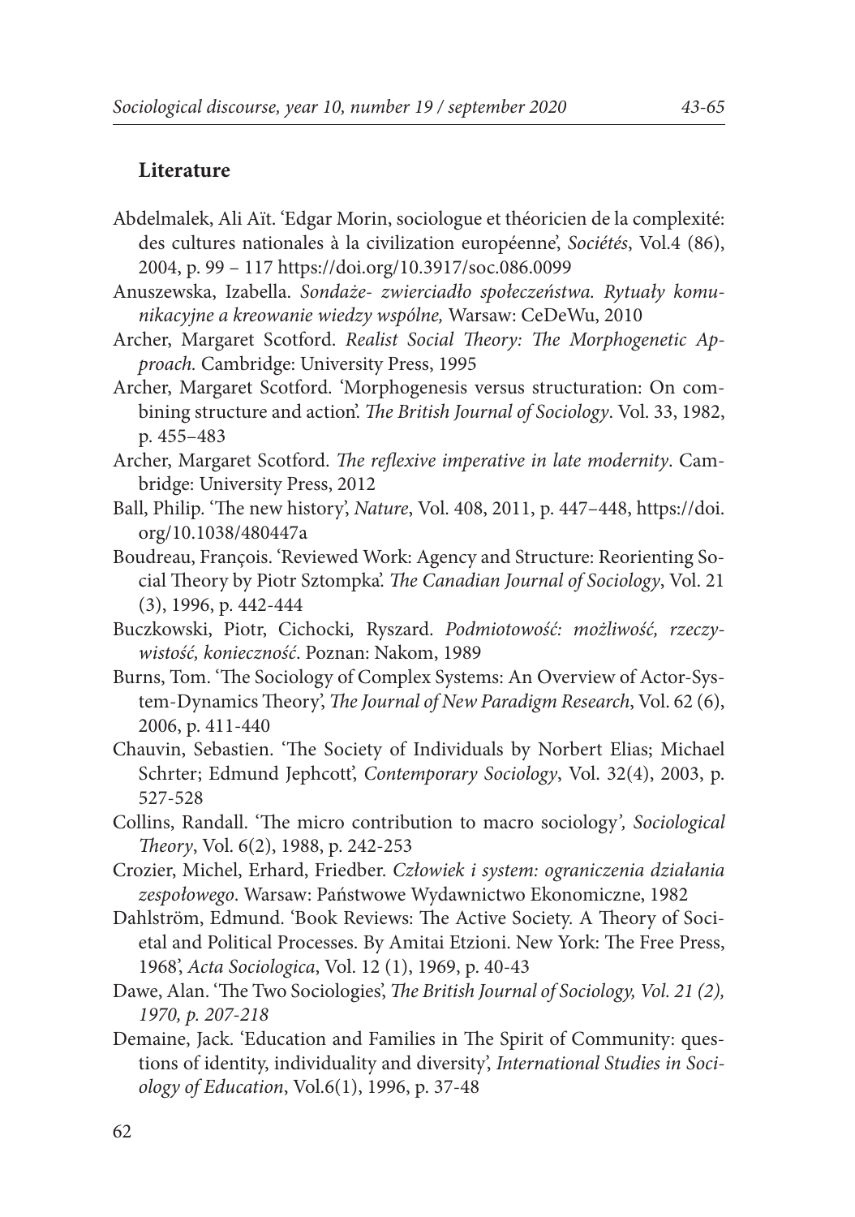**Literature**

Abdelmalek, Ali Aït. 'Edgar Morin, sociologue et théoricien de la complexité: des cultures nationales à la civilization européenne', *Sociétés*, Vol.4 (86), 2004, p. 99 – 117 https://doi.org/10.3917/soc.086.0099

Anuszewska, Izabella. *Sondaże- zwierciadło społeczeństwa. Rytuały komunikacyjne a kreowanie wiedzy wspólne,* Warsaw: CeDeWu, 2010

Archer, Margaret Scotford. *Realist Social Theory: The Morphogenetic Approach.* Cambridge: University Press, 1995

Archer, Margaret Scotford. 'Morphogenesis versus structuration: On combining structure and action'. *The British Journal of Sociology*. Vol. 33, 1982, p. 455–483

Archer, Margaret Scotford. *The reflexive imperative in late modernity*. Cambridge: University Press, 2012

Ball, Philip. 'The new history', *Nature*, Vol. 408, 2011, p. 447–448, https://doi.org/10.1038/480447a

Boudreau, François. 'Reviewed Work: Agency and Structure: Reorienting Social Theory by Piotr Sztompka'. *The Canadian Journal of Sociology*, Vol. 21 (3), 1996, p. 442-444

Buczkowski, Piotr, Cichocki, Ryszard. *Podmiotowość: możliwość, rzeczywistość, konieczność*. Poznan: Nakom, 1989

Burns, Tom. 'The Sociology of Complex Systems: An Overview of Actor-System-Dynamics Theory', *The Journal of New Paradigm Research*, Vol. 62 (6), 2006, p. 411-440

Chauvin, Sebastien. 'The Society of Individuals by Norbert Elias; Michael Schrter; Edmund Jephcott', *Contemporary Sociology*, Vol. 32(4), 2003, p. 527-528

Collins, Randall. 'The micro contribution to macro sociology', *Sociological Theory*, Vol. 6(2), 1988, p. 242-253

Crozier, Michel, Erhard, Friedber. *Człowiek i system: ograniczenia działania zespołowego*. Warsaw: Państwowe Wydawnictwo Ekonomiczne, 1982

Dahlström, Edmund. 'Book Reviews: The Active Society. A Theory of Societal and Political Processes. By Amitai Etzioni. New York: The Free Press, 1968', *Acta Sociologica*, Vol. 12 (1), 1969, p. 40-43

Dawe, Alan. 'The Two Sociologies', *The British Journal of Sociology, Vol. 21 (2), 1970, p. 207-218*

Demaine, Jack. 'Education and Families in The Spirit of Community: questions of identity, individuality and diversity', *International Studies in Sociology of Education*, Vol.6(1), 1996, p. 37-48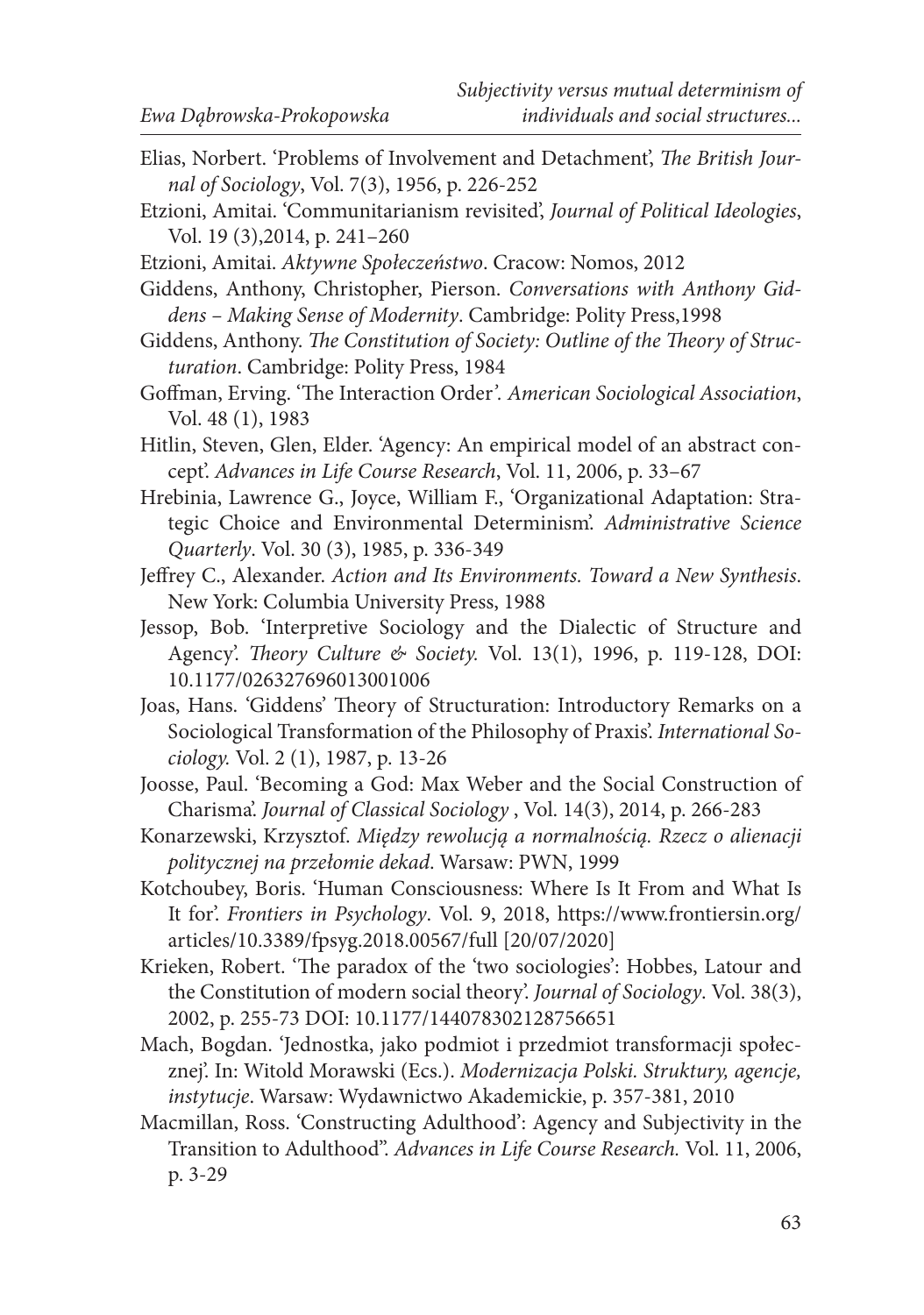Elias, Norbert. 'Problems of Involvement and Detachment', *The British Journal of Sociology*, Vol. 7(3), 1956, p. 226-252

Etzioni, Amitai. 'Communitarianism revisited', *Journal of Political Ideologies*, Vol. 19 (3),2014, p. 241–260

Etzioni, Amitai. *Aktywne Społeczeństwo*. Cracow: Nomos, 2012

Giddens, Anthony, Christopher, Pierson. *Conversations with Anthony Giddens – Making Sense of Modernity*. Cambridge: Polity Press,1998

Giddens, Anthony. *The Constitution of Society: Outline of the Theory of Structuration*. Cambridge: Polity Press, 1984

Goffman, Erving. 'The Interaction Order'. *American Sociological Association*, Vol. 48 (1), 1983

Hitlin, Steven, Glen, Elder. 'Agency: An empirical model of an abstract concept'. *Advances in Life Course Research*, Vol. 11, 2006, p. 33–67

Hrebinia, Lawrence G., Joyce, William F., 'Organizational Adaptation: Strategic Choice and Environmental Determinism'. *Administrative Science Quarterly*. Vol. 30 (3), 1985, p. 336-349

Jeffrey C., Alexander. *Action and Its Environments. Toward a New Synthesis*. New York: Columbia University Press, 1988

Jessop, Bob. 'Interpretive Sociology and the Dialectic of Structure and Agency'. *Theory Culture & Society.* Vol. 13(1), 1996, p. 119-128, DOI: 10.1177/026327696013001006

Joas, Hans. 'Giddens' Theory of Structuration: Introductory Remarks on a Sociological Transformation of the Philosophy of Praxis'. *International Sociology.* Vol. 2 (1), 1987, p. 13-26

Joosse, Paul. 'Becoming a God: Max Weber and the Social Construction of Charisma'. *Journal of Classical Sociology* , Vol. 14(3), 2014, p. 266-283

Konarzewski, Krzysztof. *Między rewolucją a normalnością. Rzecz o alienacji politycznej na przełomie dekad*. Warsaw: PWN, 1999

Kotchoubey, Boris. 'Human Consciousness: Where Is It From and What Is It for'. *Frontiers in Psychology*. Vol. 9, 2018, https://www.frontiersin.org/articles/10.3389/fpsyg.2018.00567/full [20/07/2020]

Krieken, Robert. 'The paradox of the 'two sociologies': Hobbes, Latour and the Constitution of modern social theory'. *Journal of Sociology*. Vol. 38(3), 2002, p. 255-73 DOI: 10.1177/144078302128756651

Mach, Bogdan. 'Jednostka, jako podmiot i przedmiot transformacji społecznej'. In: Witold Morawski (Ecs.). *Modernizacja Polski. Struktury, agencje, instytucje*. Warsaw: Wydawnictwo Akademickie, p. 357-381, 2010

Macmillan, Ross. 'Constructing Adulthood': Agency and Subjectivity in the Transition to Adulthood". *Advances in Life Course Research.* Vol. 11, 2006, p. 3-29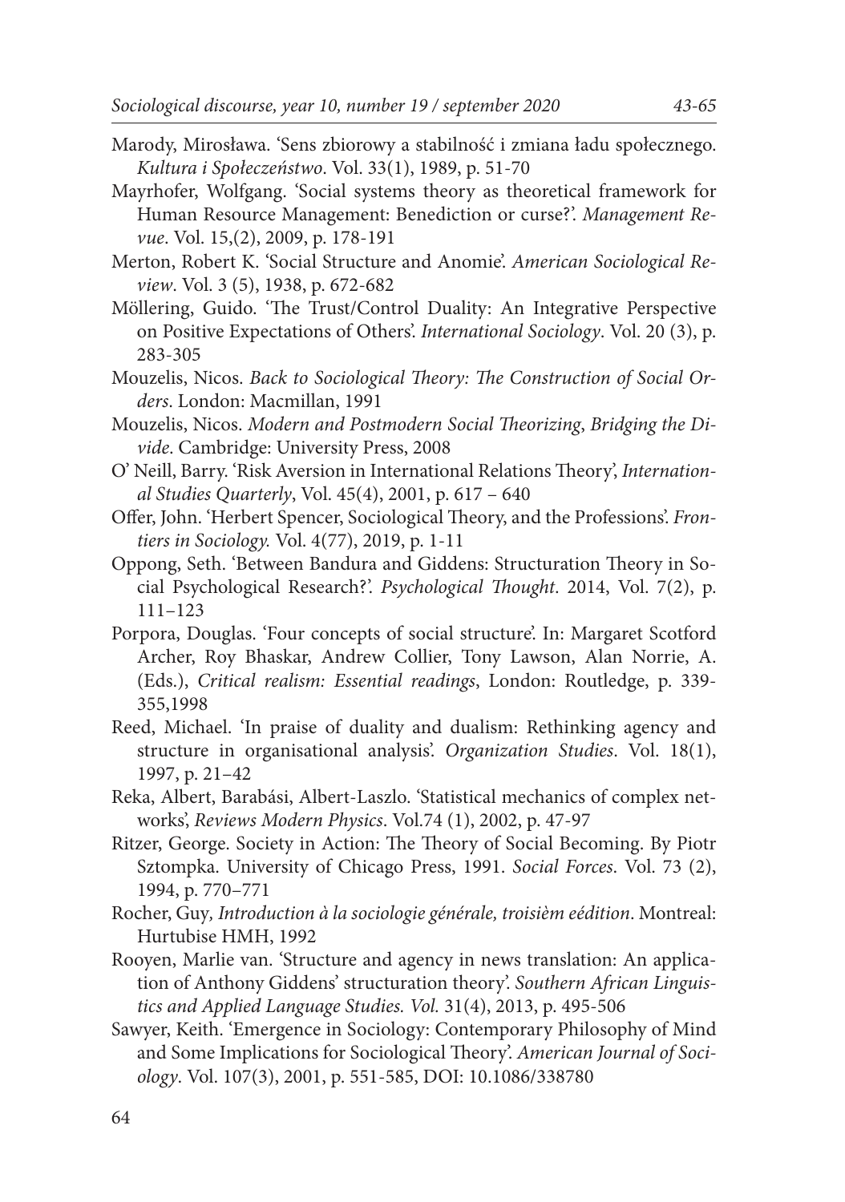Marody, Mirosława. 'Sens zbiorowy a stabilność i zmiana ładu społecznego. *Kultura i Społeczeństwo*. Vol. 33(1), 1989, p. 51-70

Mayrhofer, Wolfgang. 'Social systems theory as theoretical framework for Human Resource Management: Benediction or curse?'. *Management Revue*. Vol. 15,(2), 2009, p. 178-191

Merton, Robert K. 'Social Structure and Anomie'. *American Sociological Review*. Vol. 3 (5), 1938, p. 672-682

Möllering, Guido. 'The Trust/Control Duality: An Integrative Perspective on Positive Expectations of Others'. *International Sociology*. Vol. 20 (3), p. 283-305

Mouzelis, Nicos. *Back to Sociological Theory: The Construction of Social Orders*. London: Macmillan, 1991

Mouzelis, Nicos. *Modern and Postmodern Social Theorizing*, *Bridging the Divide*. Cambridge: University Press, 2008

O' Neill, Barry. 'Risk Aversion in International Relations Theory', *International Studies Quarterly*, Vol. 45(4), 2001, p. 617 – 640

Offer, John. 'Herbert Spencer, Sociological Theory, and the Professions'. *Frontiers in Sociology.* Vol. 4(77), 2019, p. 1-11

Oppong, Seth. 'Between Bandura and Giddens: Structuration Theory in Social Psychological Research?'. *Psychological Thought*. 2014, Vol. 7(2), p. 111–123

Porpora, Douglas. 'Four concepts of social structure'. In: Margaret Scotford Archer, Roy Bhaskar, Andrew Collier, Tony Lawson, Alan Norrie, A. (Eds.), *Critical realism: Essential readings*, London: Routledge, p. 339-355,1998

Reed, Michael. 'In praise of duality and dualism: Rethinking agency and structure in organisational analysis'. *Organization Studies*. Vol. 18(1), 1997, p. 21–42

Reka, Albert, Barabási, Albert-Laszlo. 'Statistical mechanics of complex networks', *Reviews Modern Physics*. Vol.74 (1), 2002, p. 47-97

Ritzer, George. Society in Action: The Theory of Social Becoming. By Piotr Sztompka. University of Chicago Press, 1991. *Social Forces*. Vol. 73 (2), 1994, p. 770–771

Rocher, Guy, *Introduction à la sociologie générale, troisièm eédition*. Montreal: Hurtubise HMH, 1992

Rooyen, Marlie van. 'Structure and agency in news translation: An application of Anthony Giddens' structuration theory'. *Southern African Linguistics and Applied Language Studies. Vol.* 31(4), 2013, p. 495-506

Sawyer, Keith. 'Emergence in Sociology: Contemporary Philosophy of Mind and Some Implications for Sociological Theory'. *American Journal of Sociology*. Vol. 107(3), 2001, p. 551-585, DOI: 10.1086/338780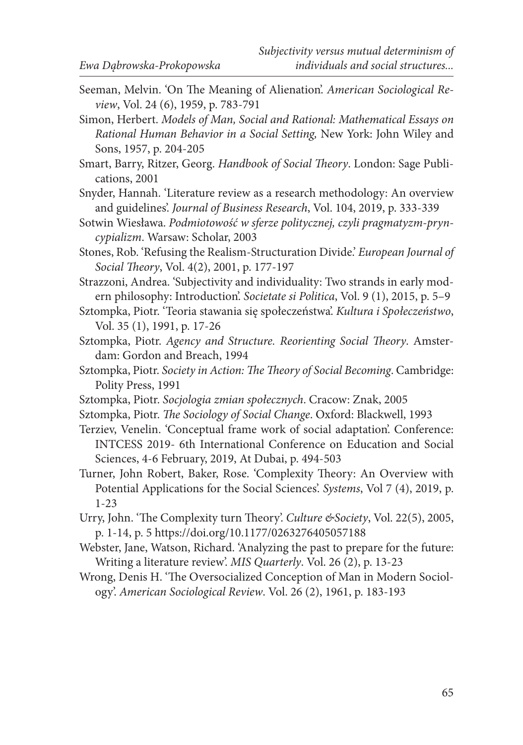Seeman, Melvin. 'On The Meaning of Alienation'. *American Sociological Review*, Vol. 24 (6), 1959, p. 783-791

Simon, Herbert. *Models of Man, Social and Rational: Mathematical Essays on Rational Human Behavior in a Social Setting,* New York: John Wiley and Sons, 1957, p. 204-205

Smart, Barry, Ritzer, Georg. *Handbook of Social Theory*. London: Sage Publications, 2001

Snyder, Hannah. 'Literature review as a research methodology: An overview and guidelines'. *Journal of Business Research*, Vol. 104, 2019, p. 333-339

Sotwin Wiesława. *Podmiotowość w sferze politycznej, czyli pragmatyzm-pryncypializm*. Warsaw: Scholar, 2003

Stones, Rob. 'Refusing the Realism-Structuration Divide.' *European Journal of Social Theory*, Vol. 4(2), 2001, p. 177-197

Strazzoni, Andrea. 'Subjectivity and individuality: Two strands in early modern philosophy: Introduction'. *Societate si Politica*, Vol. 9 (1), 2015, p. 5–9

Sztompka, Piotr. 'Teoria stawania się społeczeństwa'. *Kultura i Społeczeństwo*, Vol. 35 (1), 1991, p. 17-26

Sztompka, Piotr. *Agency and Structure. Reorienting Social Theory*. Amsterdam: Gordon and Breach, 1994

Sztompka, Piotr. *Society in Action: The Theory of Social Becoming*. Cambridge: Polity Press, 1991

Sztompka, Piotr. *Socjologia zmian społecznych*. Cracow: Znak, 2005

Sztompka, Piotr. *The Sociology of Social Change*. Oxford: Blackwell, 1993

Terziev, Venelin. 'Conceptual frame work of social adaptation'. Conference: INTCESS 2019- 6th International Conference on Education and Social Sciences, 4-6 February, 2019, At Dubai, p. 494-503

Turner, John Robert, Baker, Rose. 'Complexity Theory: An Overview with Potential Applications for the Social Sciences'. *Systems*, Vol 7 (4), 2019, p. 1-23

Urry, John. 'The Complexity turn Theory'. *Culture &Society*, Vol. 22(5), 2005, p. 1-14, p. 5 https://doi.org/10.1177/0263276405057188

Webster, Jane, Watson, Richard. 'Analyzing the past to prepare for the future: Writing a literature review'. *MIS Quarterly*. Vol. 26 (2), p. 13-23

Wrong, Denis H. 'The Oversocialized Conception of Man in Modern Sociology'. *American Sociological Review*. Vol. 26 (2), 1961, p. 183-193